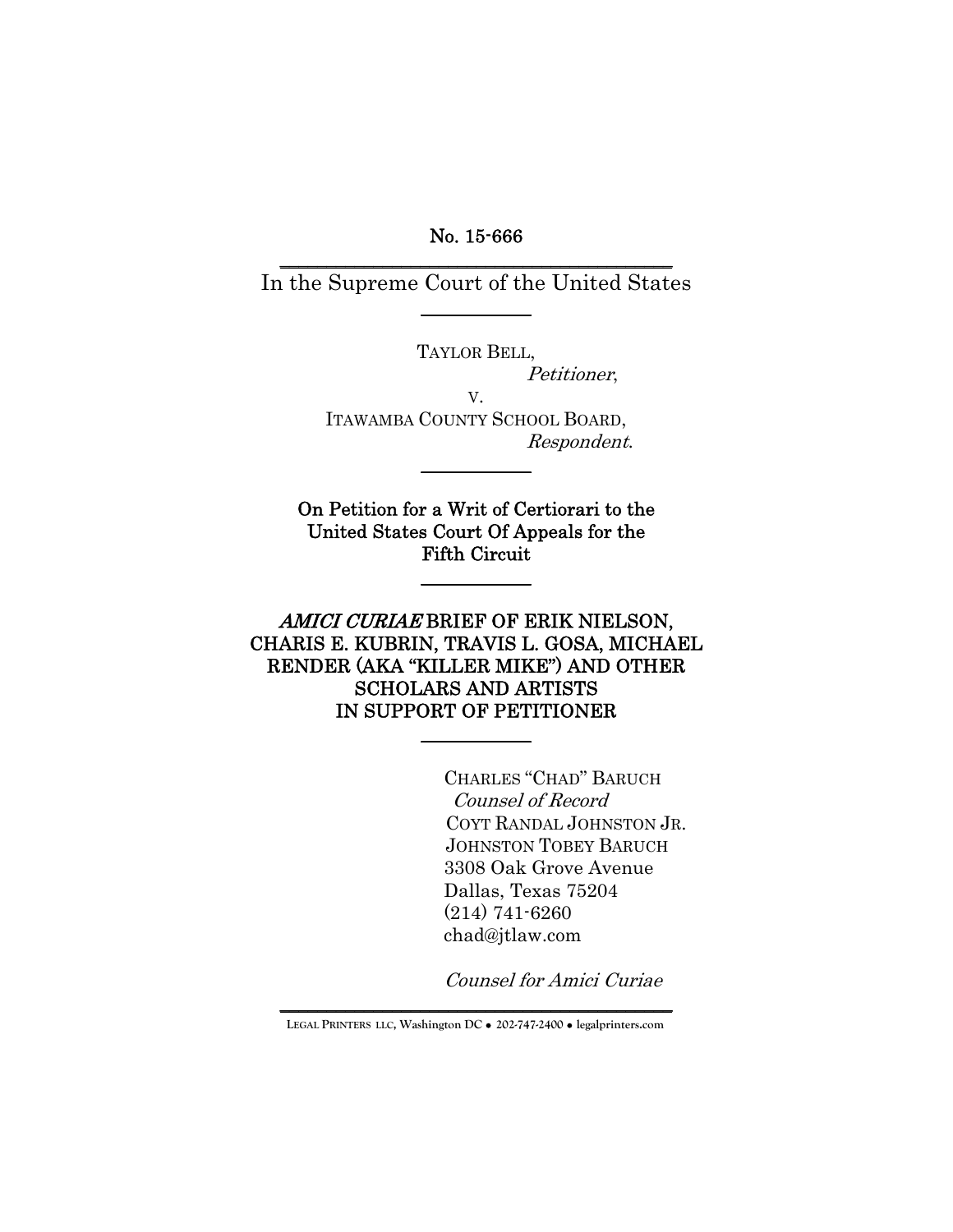No. 15-666

In the Supreme Court of the United States

TAYLOR BELL,
*Petitioner*,
v.
ITAWAMBA COUNTY SCHOOL BOARD,
*Respondent*.

**On Petition for a Writ of Certiorari to the United States Court Of Appeals for the Fifth Circuit**

***AMICI CURIAE* BRIEF OF ERIK NIELSON, CHARIS E. KUBRIN, TRAVIS L. GOSA, MICHAEL RENDER (AKA "KILLER MIKE") AND OTHER SCHOLARS AND ARTISTS IN SUPPORT OF PETITIONER**

CHARLES "CHAD" BARUCH
*Counsel of Record*
COYT RANDAL JOHNSTON JR.
JOHNSTON TOBEY BARUCH
3308 Oak Grove Avenue
Dallas, Texas 75204
(214) 741-6260
chad@jtlaw.com

*Counsel for Amici Curiae*

LEGAL PRINTERS LLC, Washington DC • 202-747-2400 • legalprinters.com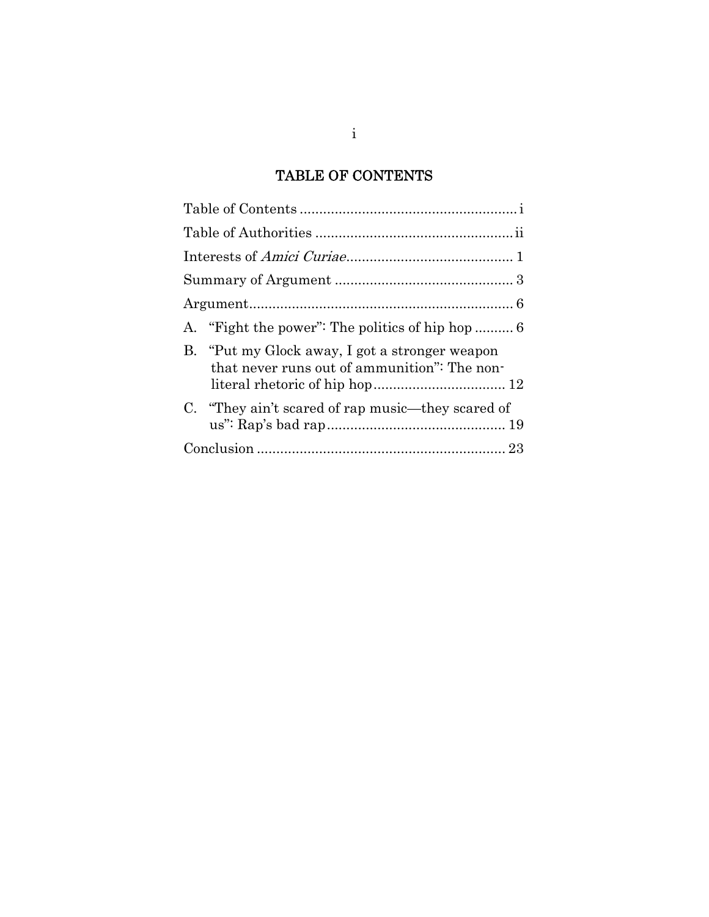# TABLE OF CONTENTS

| | |
|---|---|
| Table of Contents | i |
| Table of Authorities | ii |
| Interests of *Amici Curiae* | 1 |
| Summary of Argument | 3 |
| Argument | 6 |
| A. "Fight the power": The politics of hip hop | 6 |
| B. "Put my Glock away, I got a stronger weapon that never runs out of ammunition": The non-literal rhetoric of hip hop | 12 |
| C. "They ain't scared of rap music—they scared of us": Rap's bad rap | 19 |
| Conclusion | 23 |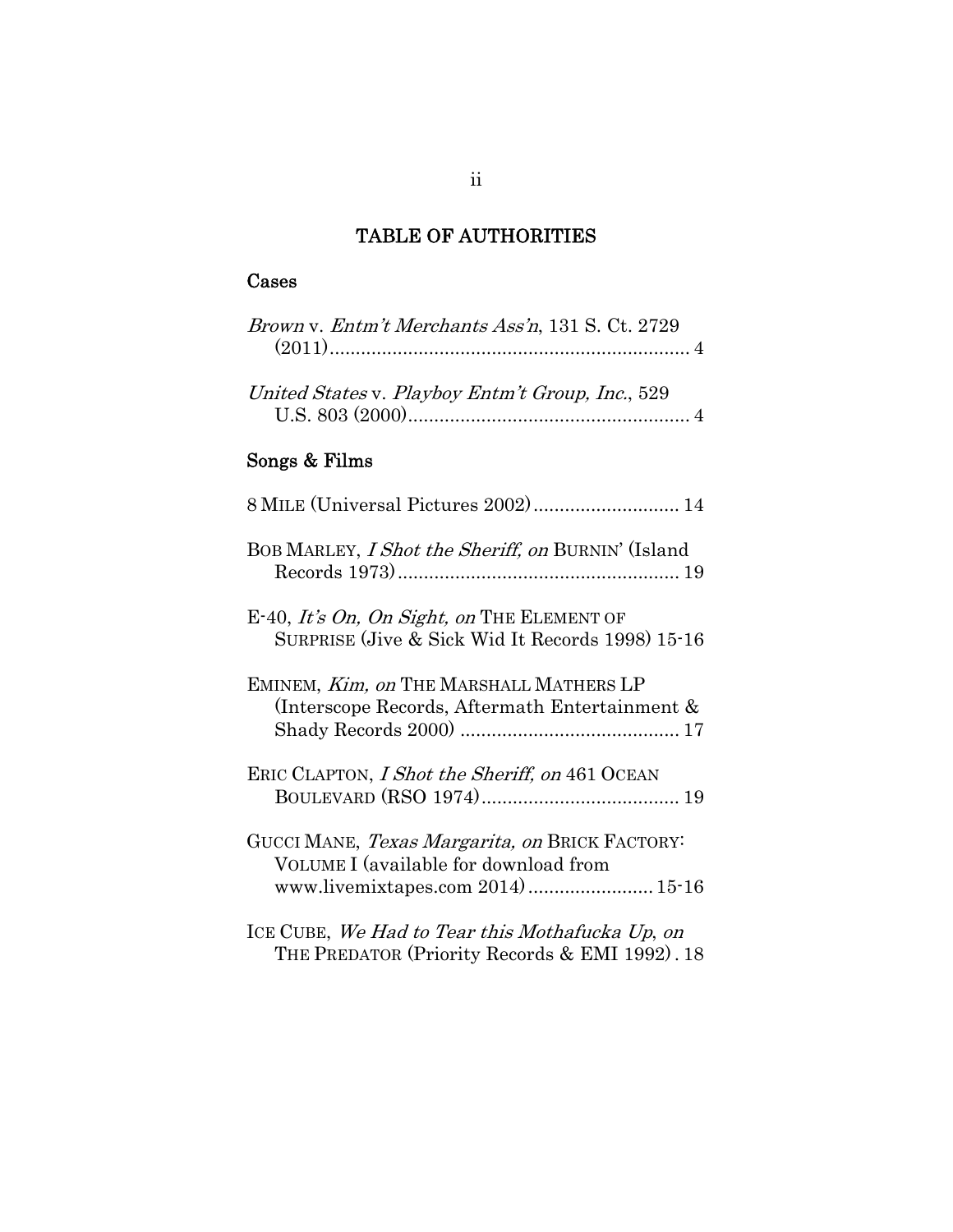# TABLE OF AUTHORITIES

## Cases

*Brown* v. *Entm't Merchants Ass'n*, 131 S. Ct. 2729 (2011) .................................................................... 4

*United States* v. *Playboy Entm't Group, Inc.*, 529 U.S. 803 (2000) ...................................................... 4

## Songs & Films

8 MILE (Universal Pictures 2002) ............................ 14

BOB MARLEY, *I Shot the Sheriff, on* BURNIN' (Island Records 1973) ...................................................... 19

E-40, *It's On, On Sight, on* THE ELEMENT OF SURPRISE (Jive & Sick Wid It Records 1998) 15-16

EMINEM, *Kim, on* THE MARSHALL MATHERS LP (Interscope Records, Aftermath Entertainment & Shady Records 2000) .......................................... 17

ERIC CLAPTON, *I Shot the Sheriff, on* 461 OCEAN BOULEVARD (RSO 1974) ...................................... 19

GUCCI MANE, *Texas Margarita, on* BRICK FACTORY: VOLUME I (available for download from www.livemixtapes.com 2014) ........................ 15-16

ICE CUBE, *We Had to Tear this Mothafucka Up*, *on* THE PREDATOR (Priority Records & EMI 1992) . 18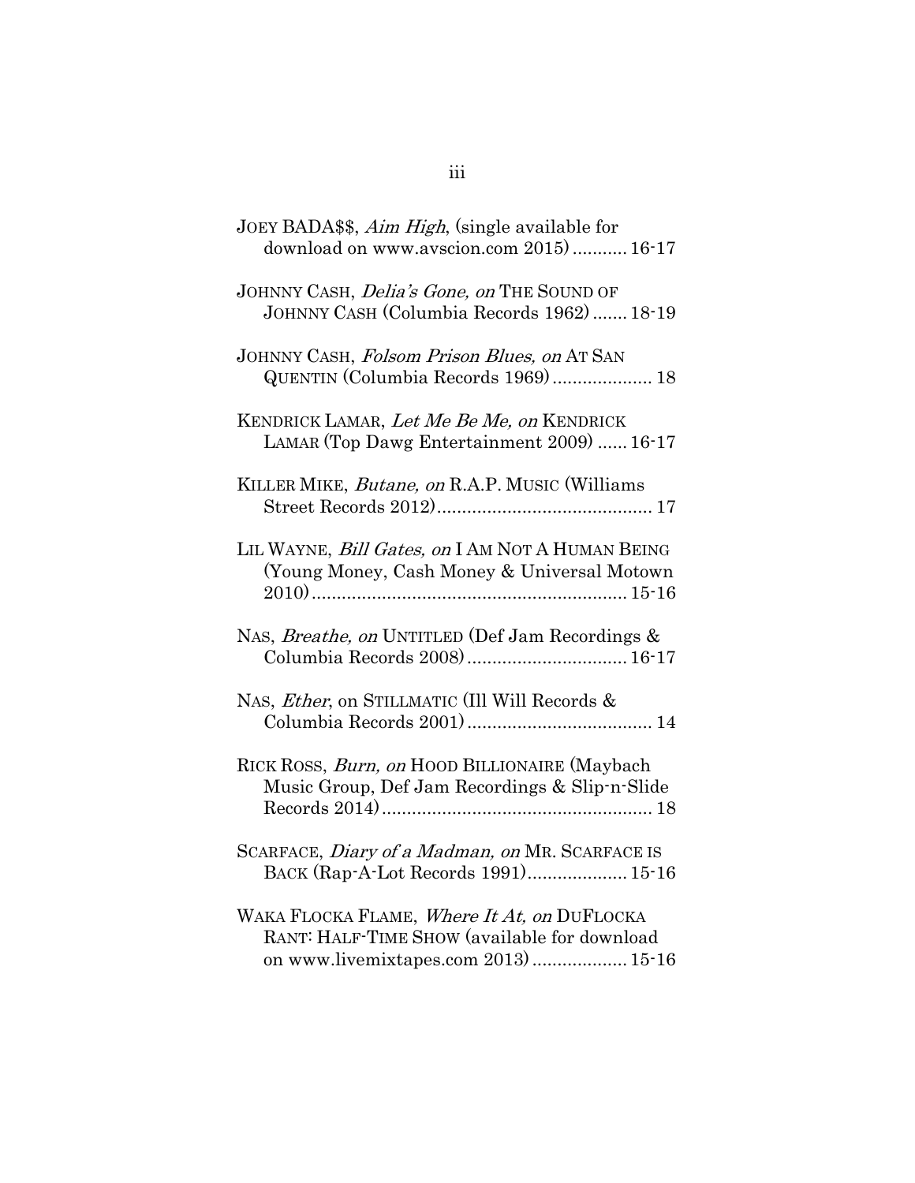JOEY BADA$$, *Aim High*, (single available for download on www.avscion.com 2015) ........... 16-17

JOHNNY CASH, *Delia's Gone, on* THE SOUND OF JOHNNY CASH (Columbia Records 1962) ....... 18-19

JOHNNY CASH, *Folsom Prison Blues, on* AT SAN QUENTIN (Columbia Records 1969) .................... 18

KENDRICK LAMAR, *Let Me Be Me, on* KENDRICK LAMAR (Top Dawg Entertainment 2009) ...... 16-17

KILLER MIKE, *Butane, on* R.A.P. MUSIC (Williams Street Records 2012)........................................... 17

LIL WAYNE, *Bill Gates, on* I AM NOT A HUMAN BEING (Young Money, Cash Money & Universal Motown 2010).............................................................. 15-16

NAS, *Breathe, on* UNTITLED (Def Jam Recordings & Columbia Records 2008)................................ 16-17

NAS, *Ether*, on STILLMATIC (Ill Will Records & Columbia Records 2001)..................................... 14

RICK ROSS, *Burn, on* HOOD BILLIONAIRE (Maybach Music Group, Def Jam Recordings & Slip-n-Slide Records 2014)...................................................... 18

SCARFACE, *Diary of a Madman, on* MR. SCARFACE IS BACK (Rap-A-Lot Records 1991).................... 15-16

WAKA FLOCKA FLAME, *Where It At, on* DUFLOCKA RANT: HALF-TIME SHOW (available for download on www.livemixtapes.com 2013) ................... 15-16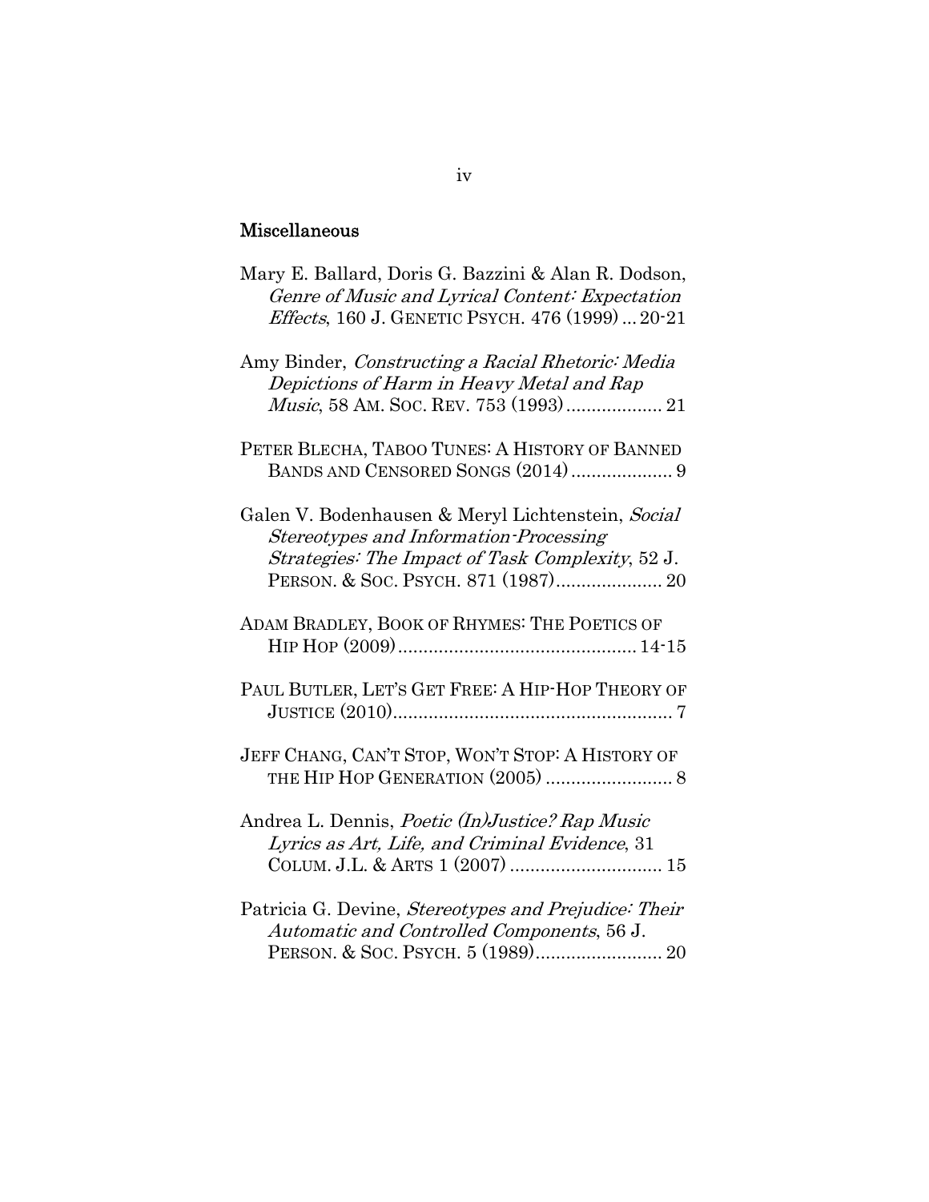## Miscellaneous

Mary E. Ballard, Doris G. Bazzini & Alan R. Dodson, *Genre of Music and Lyrical Content: Expectation Effects*, 160 J. GENETIC PSYCH. 476 (1999) ... 20-21

Amy Binder, *Constructing a Racial Rhetoric: Media Depictions of Harm in Heavy Metal and Rap Music*, 58 AM. SOC. REV. 753 (1993) ................... 21

PETER BLECHA, TABOO TUNES: A HISTORY OF BANNED BANDS AND CENSORED SONGS (2014) .................... 9

Galen V. Bodenhausen & Meryl Lichtenstein, *Social Stereotypes and Information-Processing Strategies: The Impact of Task Complexity*, 52 J. PERSON. & SOC. PSYCH. 871 (1987)..................... 20

ADAM BRADLEY, BOOK OF RHYMES: THE POETICS OF HIP HOP (2009) ............................................... 14-15

PAUL BUTLER, LET'S GET FREE: A HIP-HOP THEORY OF JUSTICE (2010)....................................................... 7

JEFF CHANG, CAN'T STOP, WON'T STOP: A HISTORY OF THE HIP HOP GENERATION (2005) ......................... 8

Andrea L. Dennis, *Poetic (In)Justice? Rap Music Lyrics as Art, Life, and Criminal Evidence*, 31 COLUM. J.L. & ARTS 1 (2007) .............................. 15

Patricia G. Devine, *Stereotypes and Prejudice: Their Automatic and Controlled Components*, 56 J. PERSON. & SOC. PSYCH. 5 (1989)......................... 20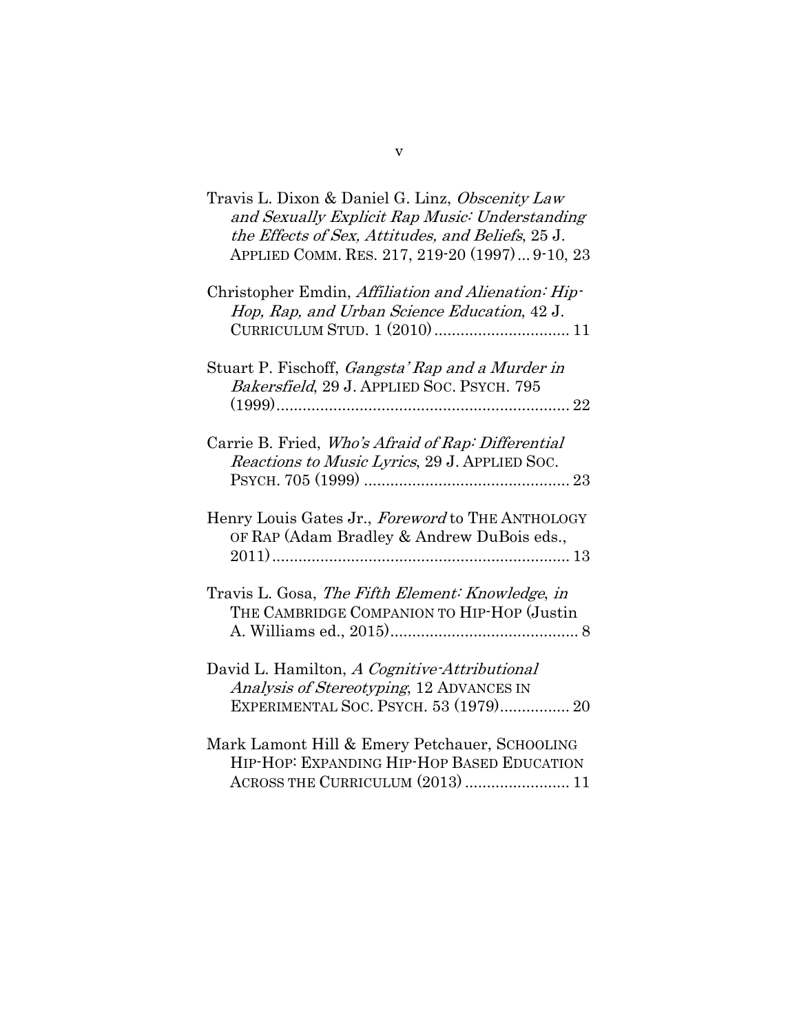Travis L. Dixon & Daniel G. Linz, *Obscenity Law and Sexually Explicit Rap Music: Understanding the Effects of Sex, Attitudes, and Beliefs*, 25 J. APPLIED COMM. RES. 217, 219-20 (1997) ... 9-10, 23

Christopher Emdin, *Affiliation and Alienation: Hip-Hop, Rap, and Urban Science Education*, 42 J. CURRICULUM STUD. 1 (2010) ............................... 11

Stuart P. Fischoff, *Gangsta' Rap and a Murder in Bakersfield*, 29 J. APPLIED SOC. PSYCH. 795 (1999) ................................................................... 22

Carrie B. Fried, *Who's Afraid of Rap: Differential Reactions to Music Lyrics*, 29 J. APPLIED SOC. PSYCH. 705 (1999) ............................................... 23

Henry Louis Gates Jr., *Foreword* to THE ANTHOLOGY OF RAP (Adam Bradley & Andrew DuBois eds., 2011) .................................................................... 13

Travis L. Gosa, *The Fifth Element: Knowledge*, *in* THE CAMBRIDGE COMPANION TO HIP-HOP (Justin A. Williams ed., 2015) ........................................... 8

David L. Hamilton, *A Cognitive-Attributional Analysis of Stereotyping*, 12 ADVANCES IN EXPERIMENTAL SOC. PSYCH. 53 (1979) ................ 20

Mark Lamont Hill & Emery Petchauer, SCHOOLING HIP-HOP: EXPANDING HIP-HOP BASED EDUCATION ACROSS THE CURRICULUM (2013) ........................ 11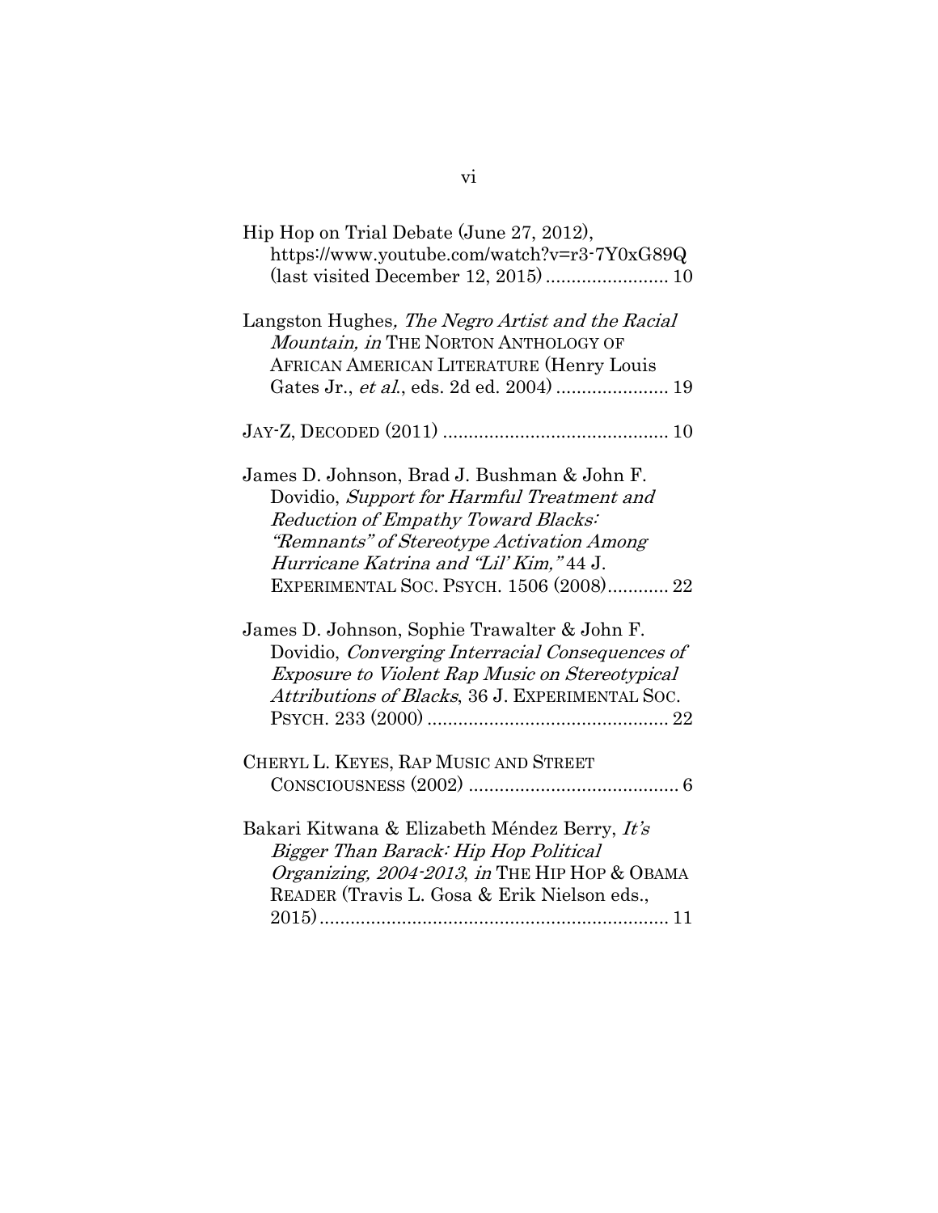Hip Hop on Trial Debate (June 27, 2012), https://www.youtube.com/watch?v=r3-7Y0xG89Q (last visited December 12, 2015) ........................ 10

Langston Hughes*, The Negro Artist and the Racial Mountain, in* THE NORTON ANTHOLOGY OF AFRICAN AMERICAN LITERATURE (Henry Louis Gates Jr., *et al.*, eds. 2d ed. 2004) ...................... 19

JAY-Z, DECODED (2011) ............................................ 10

James D. Johnson, Brad J. Bushman & John F. Dovidio, *Support for Harmful Treatment and Reduction of Empathy Toward Blacks: "Remnants" of Stereotype Activation Among Hurricane Katrina and "Lil' Kim,"* 44 J. EXPERIMENTAL SOC. PSYCH. 1506 (2008)............ 22

James D. Johnson, Sophie Trawalter & John F. Dovidio, *Converging Interracial Consequences of Exposure to Violent Rap Music on Stereotypical Attributions of Blacks*, 36 J. EXPERIMENTAL SOC. PSYCH. 233 (2000) ............................................... 22

CHERYL L. KEYES, RAP MUSIC AND STREET CONSCIOUSNESS (2002) ......................................... 6

Bakari Kitwana & Elizabeth Méndez Berry, *It's Bigger Than Barack: Hip Hop Political Organizing, 2004-2013*, *in* THE HIP HOP & OBAMA READER (Travis L. Gosa & Erik Nielson eds., 2015).................................................................... 11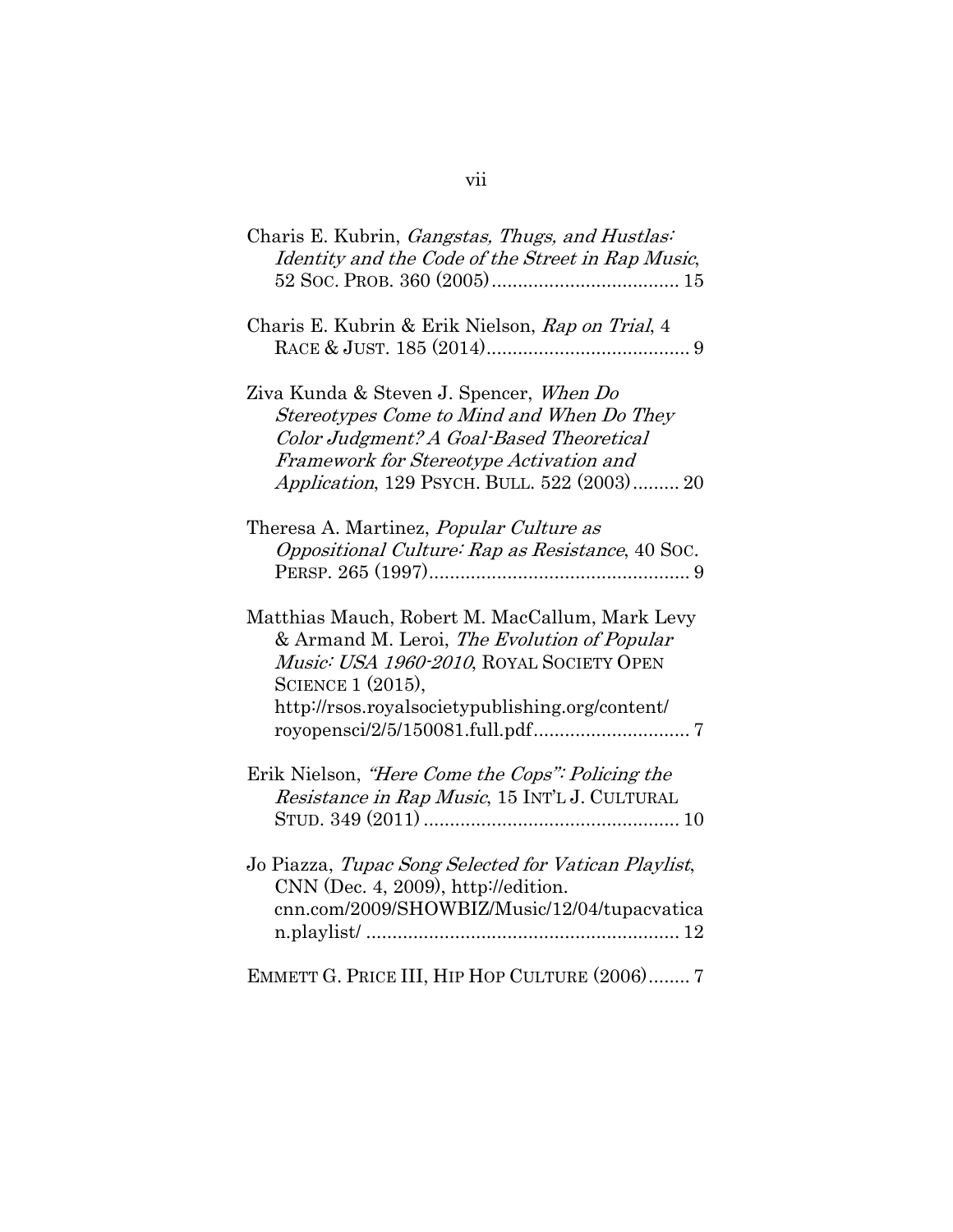Charis E. Kubrin, *Gangstas, Thugs, and Hustlas: Identity and the Code of the Street in Rap Music*, 52 SOC. PROB. 360 (2005) .................................... 15

Charis E. Kubrin & Erik Nielson, *Rap on Trial*, 4 RACE & JUST. 185 (2014) ....................................... 9

Ziva Kunda & Steven J. Spencer, *When Do Stereotypes Come to Mind and When Do They Color Judgment? A Goal-Based Theoretical Framework for Stereotype Activation and Application*, 129 PSYCH. BULL. 522 (2003) ......... 20

Theresa A. Martinez, *Popular Culture as Oppositional Culture: Rap as Resistance*, 40 SOC. PERSP. 265 (1997) .................................................. 9

Matthias Mauch, Robert M. MacCallum, Mark Levy & Armand M. Leroi, *The Evolution of Popular Music: USA 1960-2010*, ROYAL SOCIETY OPEN SCIENCE 1 (2015), http://rsos.royalsocietypublishing.org/content/royopensci/2/5/150081.full.pdf .............................. 7

Erik Nielson, *"Here Come the Cops": Policing the Resistance in Rap Music*, 15 INT'L J. CULTURAL STUD. 349 (2011) ................................................. 10

Jo Piazza, *Tupac Song Selected for Vatican Playlist*, CNN (Dec. 4, 2009), http://edition.cnn.com/2009/SHOWBIZ/Music/12/04/tupacvatican.playlist/ ............................................................ 12

EMMETT G. PRICE III, HIP HOP CULTURE (2006) ........ 7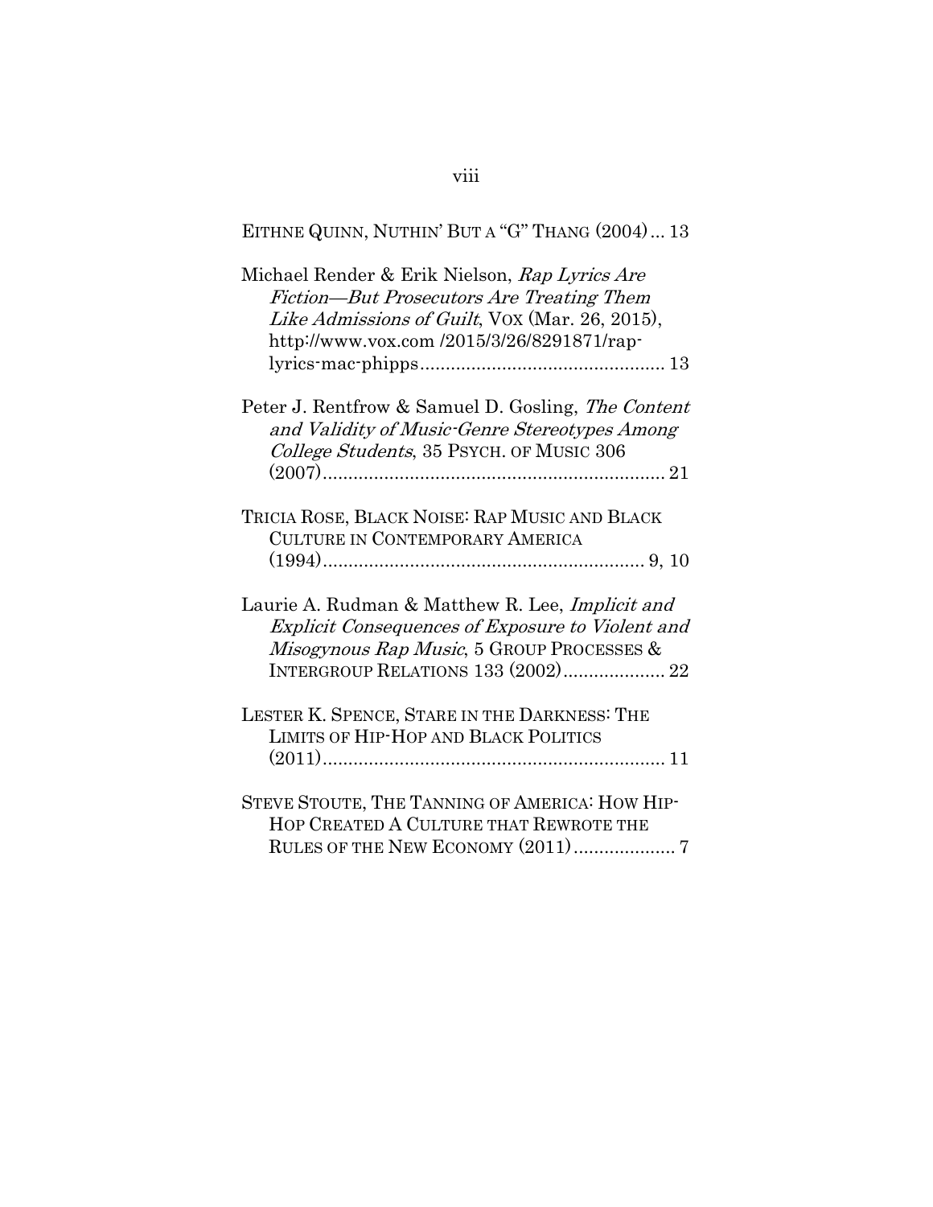EITHNE QUINN, NUTHIN' BUT A "G" THANG (2004) ... 13

Michael Render & Erik Nielson, *Rap Lyrics Are Fiction—But Prosecutors Are Treating Them Like Admissions of Guilt*, VOX (Mar. 26, 2015), http://www.vox.com /2015/3/26/8291871/rap-lyrics-mac-phipps ................................................ 13

Peter J. Rentfrow & Samuel D. Gosling, *The Content and Validity of Music-Genre Stereotypes Among College Students*, 35 PSYCH. OF MUSIC 306 (2007) .................................................................. 21

TRICIA ROSE, BLACK NOISE: RAP MUSIC AND BLACK CULTURE IN CONTEMPORARY AMERICA (1994) ............................................................... 9, 10

Laurie A. Rudman & Matthew R. Lee, *Implicit and Explicit Consequences of Exposure to Violent and Misogynous Rap Music*, 5 GROUP PROCESSES & INTERGROUP RELATIONS 133 (2002) .................... 22

LESTER K. SPENCE, STARE IN THE DARKNESS: THE LIMITS OF HIP-HOP AND BLACK POLITICS (2011) .................................................................. 11

STEVE STOUTE, THE TANNING OF AMERICA: HOW HIP-HOP CREATED A CULTURE THAT REWROTE THE RULES OF THE NEW ECONOMY (2011) .................... 7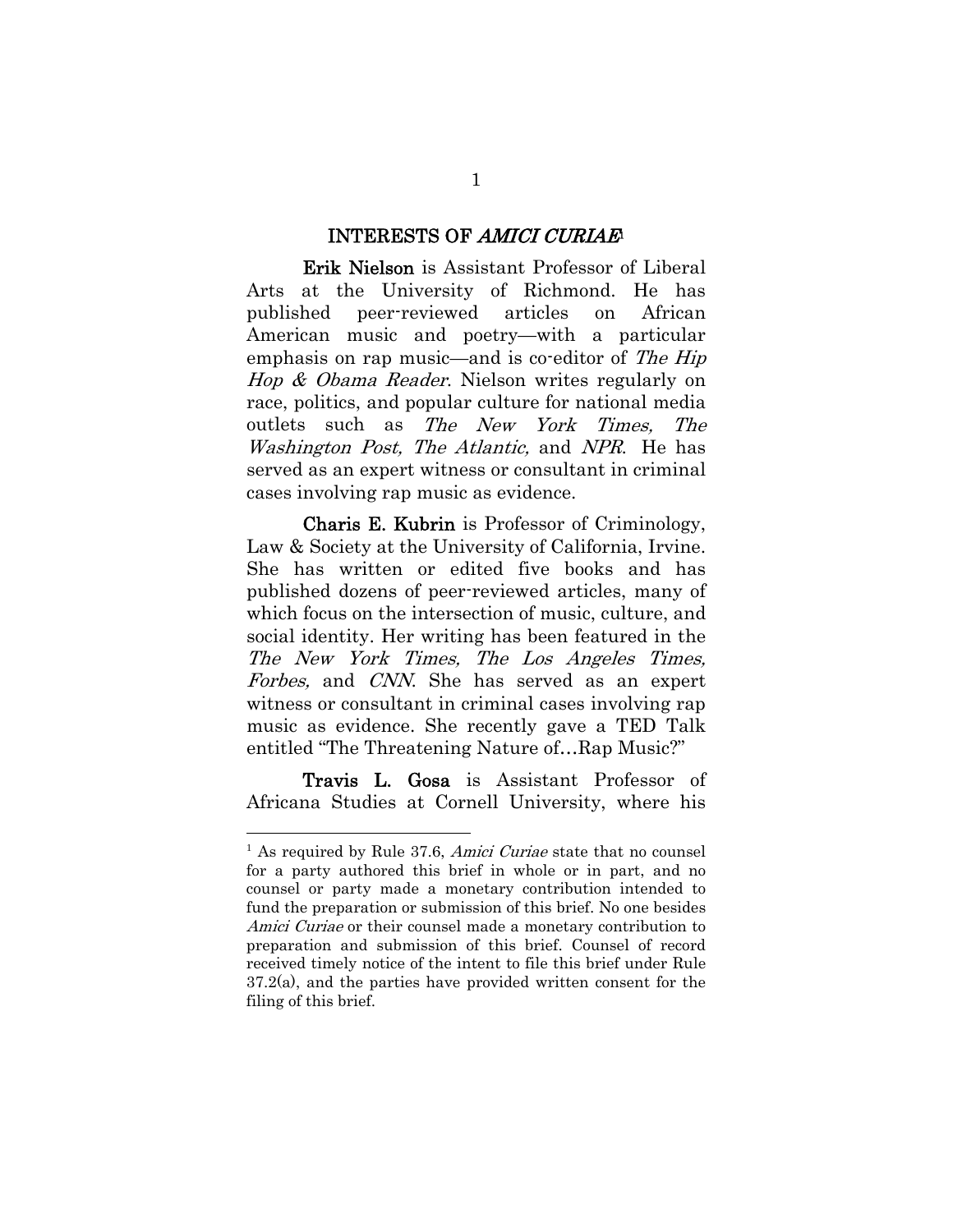## INTERESTS OF *AMICI CURIAE*[1]

**Erik Nielson** is Assistant Professor of Liberal Arts at the University of Richmond. He has published peer-reviewed articles on African American music and poetry—with a particular emphasis on rap music—and is co-editor of *The Hip Hop & Obama Reader*. Nielson writes regularly on race, politics, and popular culture for national media outlets such as *The New York Times, The Washington Post, The Atlantic,* and *NPR*. He has served as an expert witness or consultant in criminal cases involving rap music as evidence.

**Charis E. Kubrin** is Professor of Criminology, Law & Society at the University of California, Irvine. She has written or edited five books and has published dozens of peer-reviewed articles, many of which focus on the intersection of music, culture, and social identity. Her writing has been featured in the *The New York Times, The Los Angeles Times, Forbes,* and *CNN*. She has served as an expert witness or consultant in criminal cases involving rap music as evidence. She recently gave a TED Talk entitled "The Threatening Nature of…Rap Music?"

**Travis L. Gosa** is Assistant Professor of Africana Studies at Cornell University, where his

---

[1] As required by Rule 37.6, *Amici Curiae* state that no counsel for a party authored this brief in whole or in part, and no counsel or party made a monetary contribution intended to fund the preparation or submission of this brief. No one besides *Amici Curiae* or their counsel made a monetary contribution to preparation and submission of this brief. Counsel of record received timely notice of the intent to file this brief under Rule 37.2(a), and the parties have provided written consent for the filing of this brief.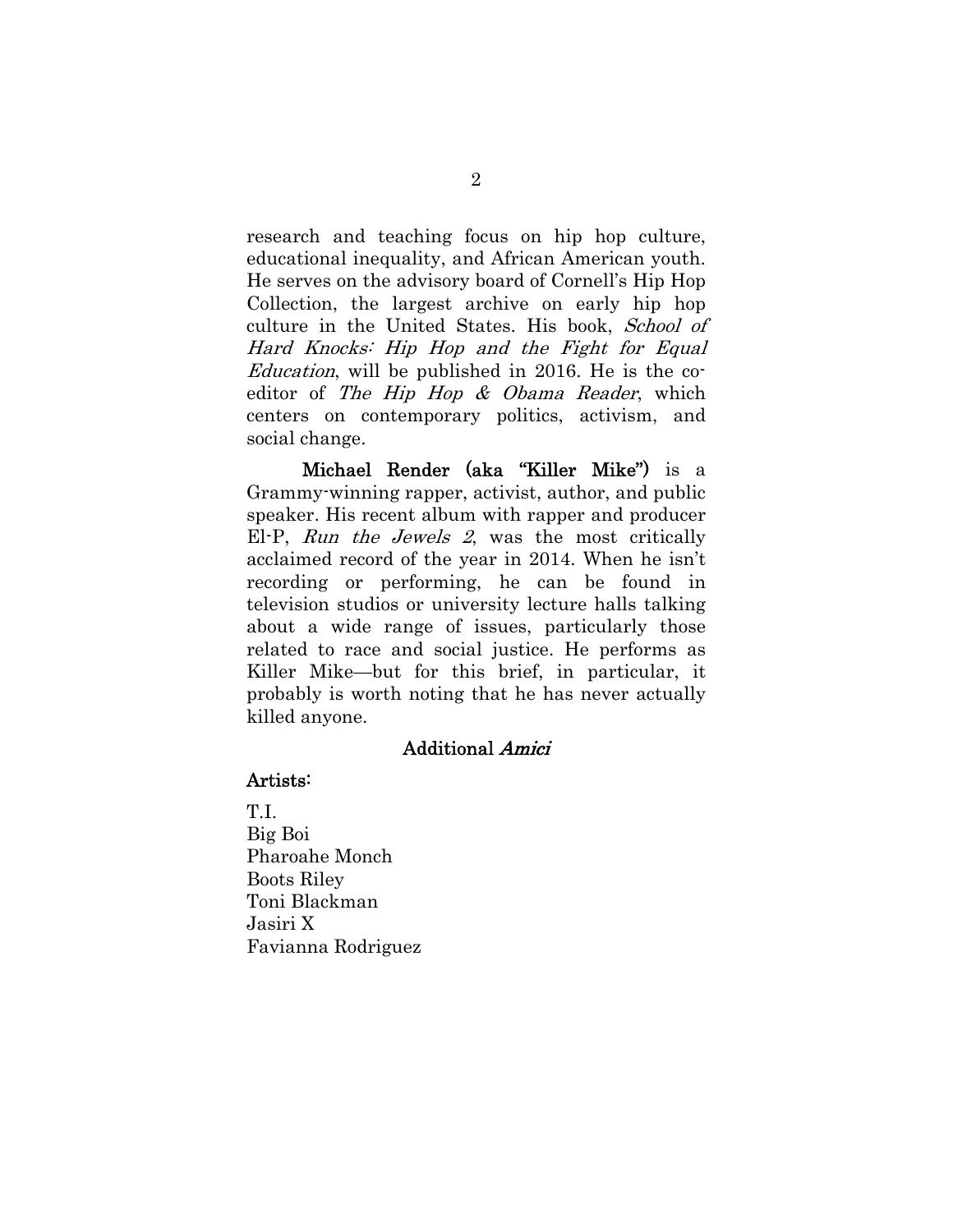research and teaching focus on hip hop culture, educational inequality, and African American youth. He serves on the advisory board of Cornell's Hip Hop Collection, the largest archive on early hip hop culture in the United States. His book, *School of Hard Knocks: Hip Hop and the Fight for Equal Education*, will be published in 2016. He is the co-editor of *The Hip Hop & Obama Reader*, which centers on contemporary politics, activism, and social change.

**Michael Render (aka "Killer Mike")** is a Grammy-winning rapper, activist, author, and public speaker. His recent album with rapper and producer El-P, *Run the Jewels 2*, was the most critically acclaimed record of the year in 2014. When he isn't recording or performing, he can be found in television studios or university lecture halls talking about a wide range of issues, particularly those related to race and social justice. He performs as Killer Mike—but for this brief, in particular, it probably is worth noting that he has never actually killed anyone.

### Additional *Amici*

**Artists:**

T.I.
Big Boi
Pharoahe Monch
Boots Riley
Toni Blackman
Jasiri X
Favianna Rodriguez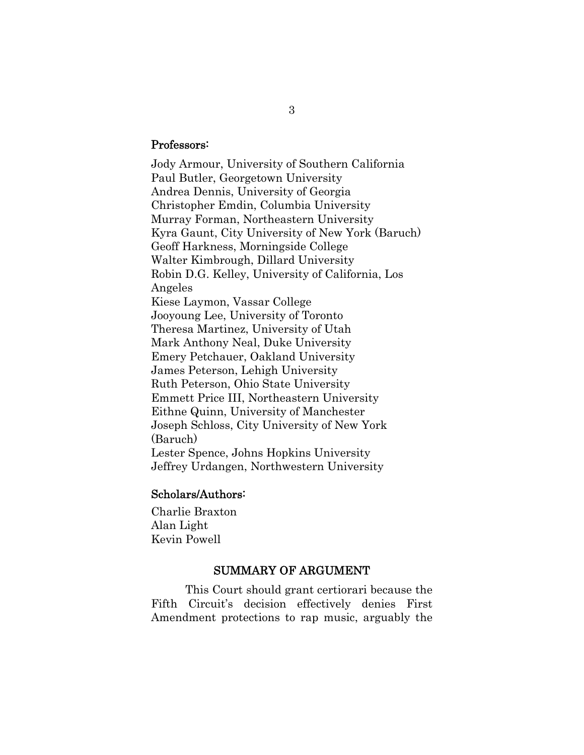#### Professors:

Jody Armour, University of Southern California
Paul Butler, Georgetown University
Andrea Dennis, University of Georgia
Christopher Emdin, Columbia University
Murray Forman, Northeastern University
Kyra Gaunt, City University of New York (Baruch)
Geoff Harkness, Morningside College
Walter Kimbrough, Dillard University
Robin D.G. Kelley, University of California, Los Angeles
Kiese Laymon, Vassar College
Jooyoung Lee, University of Toronto
Theresa Martinez, University of Utah
Mark Anthony Neal, Duke University
Emery Petchauer, Oakland University
James Peterson, Lehigh University
Ruth Peterson, Ohio State University
Emmett Price III, Northeastern University
Eithne Quinn, University of Manchester
Joseph Schloss, City University of New York (Baruch)
Lester Spence, Johns Hopkins University
Jeffrey Urdangen, Northwestern University

#### Scholars/Authors:

Charlie Braxton
Alan Light
Kevin Powell

## SUMMARY OF ARGUMENT

This Court should grant certiorari because the Fifth Circuit's decision effectively denies First Amendment protections to rap music, arguably the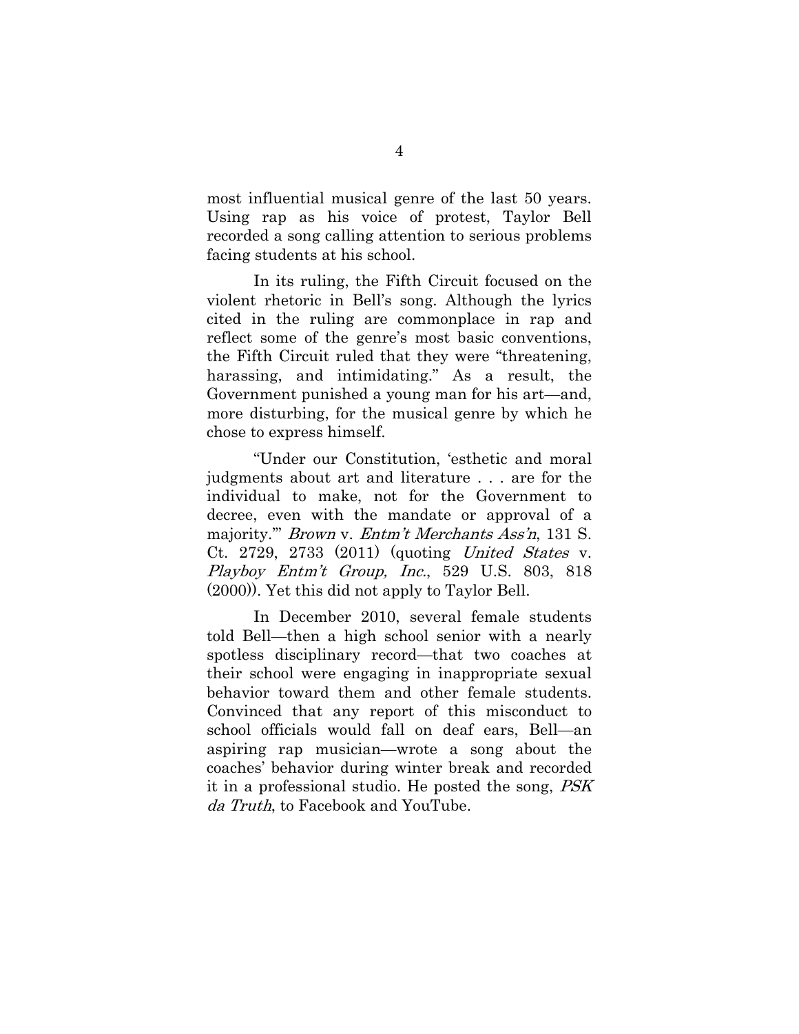most influential musical genre of the last 50 years. Using rap as his voice of protest, Taylor Bell recorded a song calling attention to serious problems facing students at his school.

In its ruling, the Fifth Circuit focused on the violent rhetoric in Bell's song. Although the lyrics cited in the ruling are commonplace in rap and reflect some of the genre's most basic conventions, the Fifth Circuit ruled that they were "threatening, harassing, and intimidating." As a result, the Government punished a young man for his art—and, more disturbing, for the musical genre by which he chose to express himself.

"Under our Constitution, 'esthetic and moral judgments about art and literature . . . are for the individual to make, not for the Government to decree, even with the mandate or approval of a majority.'" *Brown* v. *Entm't Merchants Ass'n*, 131 S. Ct. 2729, 2733 (2011) (quoting *United States* v. *Playboy Entm't Group, Inc.*, 529 U.S. 803, 818 (2000)). Yet this did not apply to Taylor Bell.

In December 2010, several female students told Bell—then a high school senior with a nearly spotless disciplinary record—that two coaches at their school were engaging in inappropriate sexual behavior toward them and other female students. Convinced that any report of this misconduct to school officials would fall on deaf ears, Bell—an aspiring rap musician—wrote a song about the coaches' behavior during winter break and recorded it in a professional studio. He posted the song, *PSK da Truth*, to Facebook and YouTube.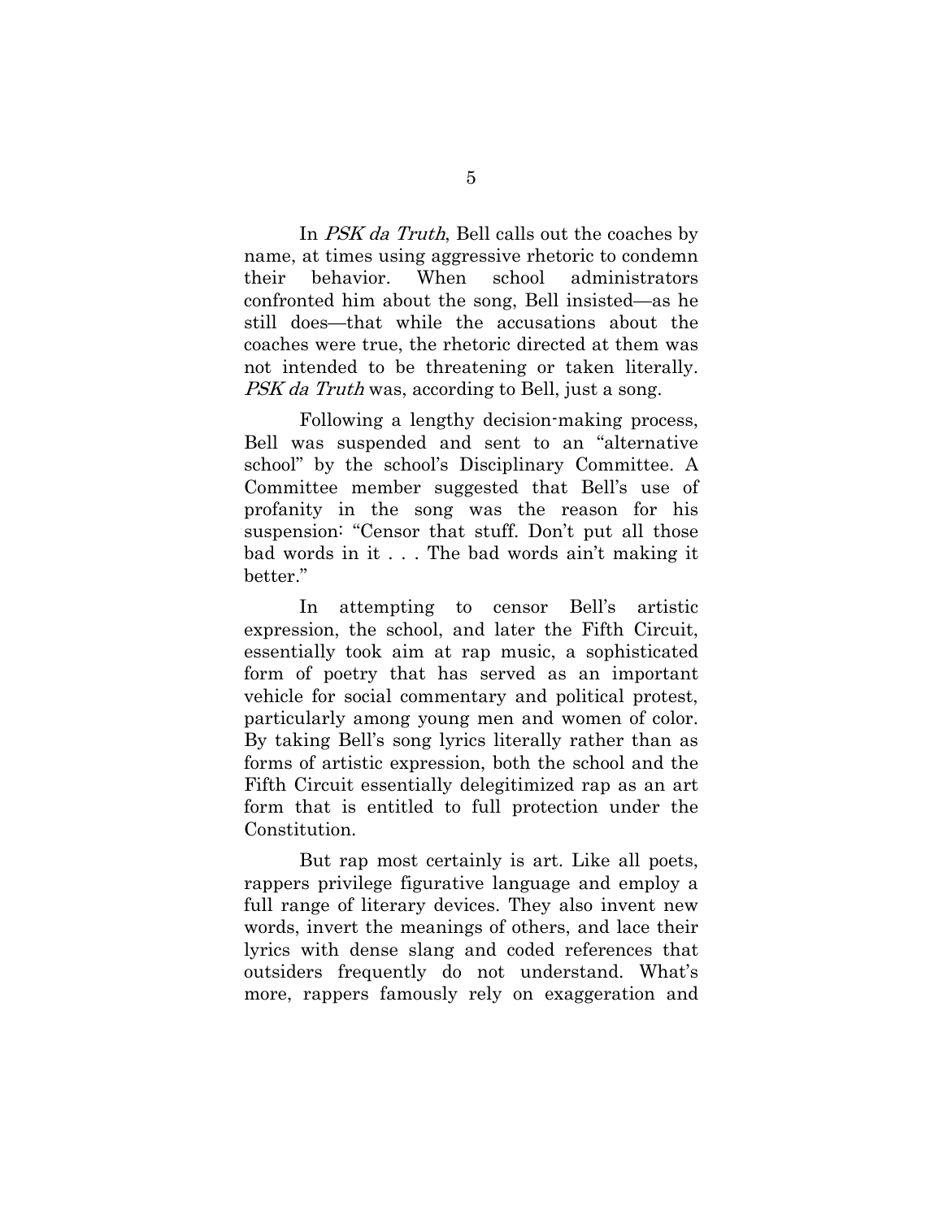In *PSK da Truth*, Bell calls out the coaches by name, at times using aggressive rhetoric to condemn their behavior. When school administrators confronted him about the song, Bell insisted—as he still does—that while the accusations about the coaches were true, the rhetoric directed at them was not intended to be threatening or taken literally. *PSK da Truth* was, according to Bell, just a song.

Following a lengthy decision-making process, Bell was suspended and sent to an "alternative school" by the school's Disciplinary Committee. A Committee member suggested that Bell's use of profanity in the song was the reason for his suspension: "Censor that stuff. Don't put all those bad words in it . . . The bad words ain't making it better."

In attempting to censor Bell's artistic expression, the school, and later the Fifth Circuit, essentially took aim at rap music, a sophisticated form of poetry that has served as an important vehicle for social commentary and political protest, particularly among young men and women of color. By taking Bell's song lyrics literally rather than as forms of artistic expression, both the school and the Fifth Circuit essentially delegitimized rap as an art form that is entitled to full protection under the Constitution.

But rap most certainly is art. Like all poets, rappers privilege figurative language and employ a full range of literary devices. They also invent new words, invert the meanings of others, and lace their lyrics with dense slang and coded references that outsiders frequently do not understand. What's more, rappers famously rely on exaggeration and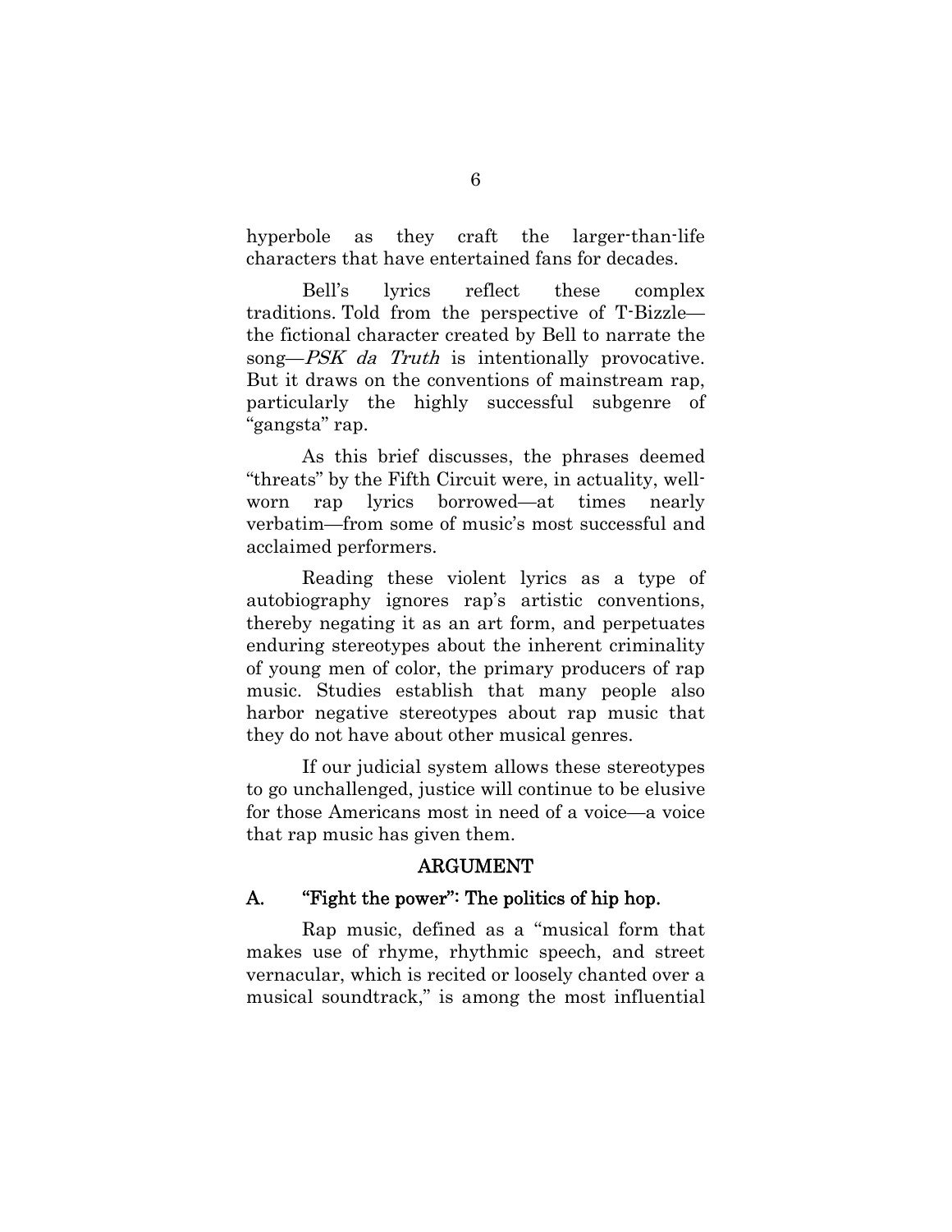hyperbole as they craft the larger-than-life characters that have entertained fans for decades.

Bell's lyrics reflect these complex traditions. Told from the perspective of T-Bizzle—the fictional character created by Bell to narrate the song—*PSK da Truth* is intentionally provocative. But it draws on the conventions of mainstream rap, particularly the highly successful subgenre of "gangsta" rap.

As this brief discusses, the phrases deemed "threats" by the Fifth Circuit were, in actuality, well-worn rap lyrics borrowed—at times nearly verbatim—from some of music's most successful and acclaimed performers.

Reading these violent lyrics as a type of autobiography ignores rap's artistic conventions, thereby negating it as an art form, and perpetuates enduring stereotypes about the inherent criminality of young men of color, the primary producers of rap music. Studies establish that many people also harbor negative stereotypes about rap music that they do not have about other musical genres.

If our judicial system allows these stereotypes to go unchallenged, justice will continue to be elusive for those Americans most in need of a voice—a voice that rap music has given them.

## ARGUMENT

### A. "Fight the power": The politics of hip hop.

Rap music, defined as a "musical form that makes use of rhyme, rhythmic speech, and street vernacular, which is recited or loosely chanted over a musical soundtrack," is among the most influential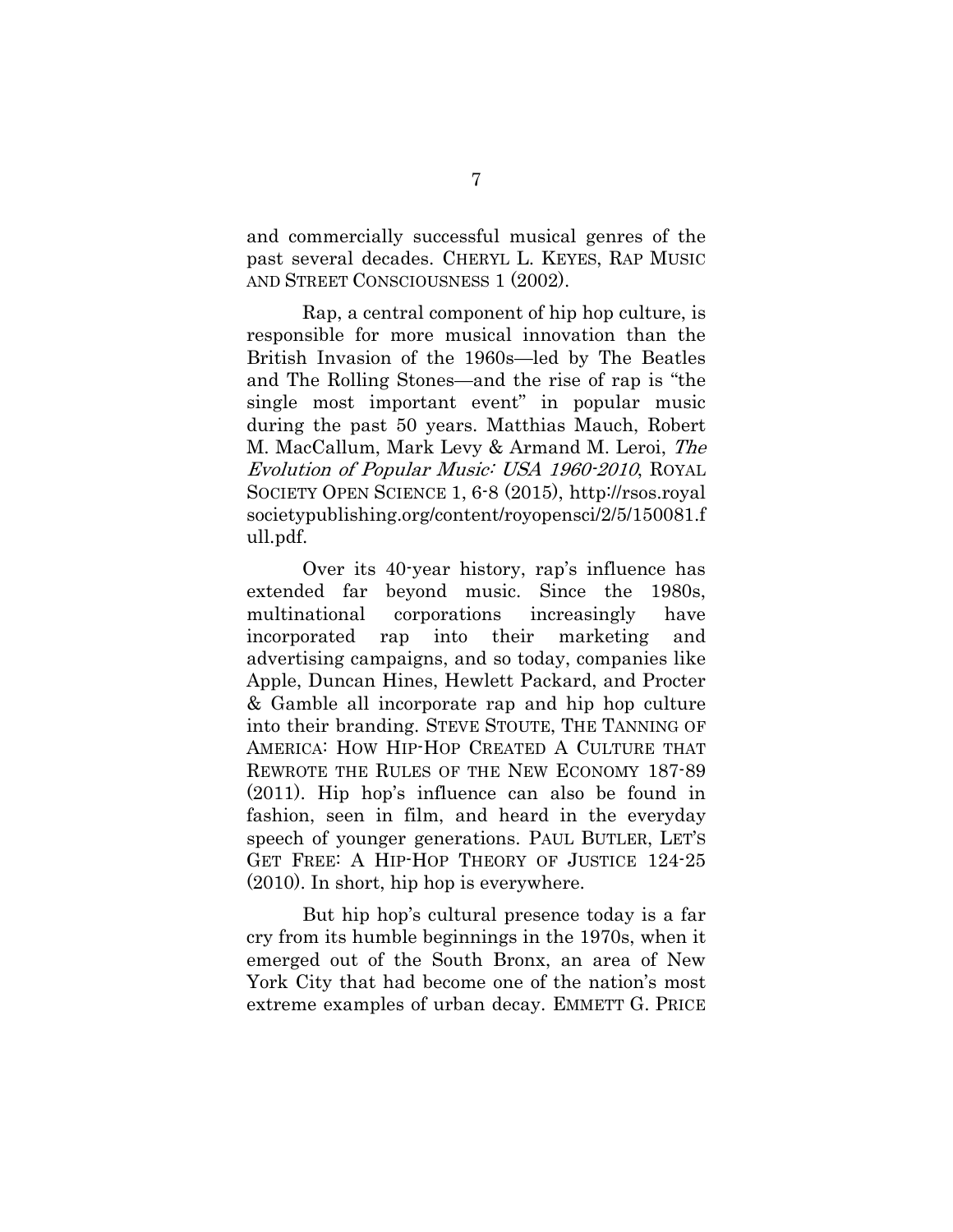and commercially successful musical genres of the past several decades. CHERYL L. KEYES, RAP MUSIC AND STREET CONSCIOUSNESS 1 (2002).

Rap, a central component of hip hop culture, is responsible for more musical innovation than the British Invasion of the 1960s—led by The Beatles and The Rolling Stones—and the rise of rap is "the single most important event" in popular music during the past 50 years. Matthias Mauch, Robert M. MacCallum, Mark Levy & Armand M. Leroi, *The Evolution of Popular Music: USA 1960-2010*, ROYAL SOCIETY OPEN SCIENCE 1, 6-8 (2015), http://rsos.royalsocietypublishing.org/content/royopensci/2/5/150081.full.pdf.

Over its 40-year history, rap's influence has extended far beyond music. Since the 1980s, multinational corporations increasingly have incorporated rap into their marketing and advertising campaigns, and so today, companies like Apple, Duncan Hines, Hewlett Packard, and Procter & Gamble all incorporate rap and hip hop culture into their branding. STEVE STOUTE, THE TANNING OF AMERICA: HOW HIP-HOP CREATED A CULTURE THAT REWROTE THE RULES OF THE NEW ECONOMY 187-89 (2011). Hip hop's influence can also be found in fashion, seen in film, and heard in the everyday speech of younger generations. PAUL BUTLER, LET'S GET FREE: A HIP-HOP THEORY OF JUSTICE 124-25 (2010). In short, hip hop is everywhere.

But hip hop's cultural presence today is a far cry from its humble beginnings in the 1970s, when it emerged out of the South Bronx, an area of New York City that had become one of the nation's most extreme examples of urban decay. EMMETT G. PRICE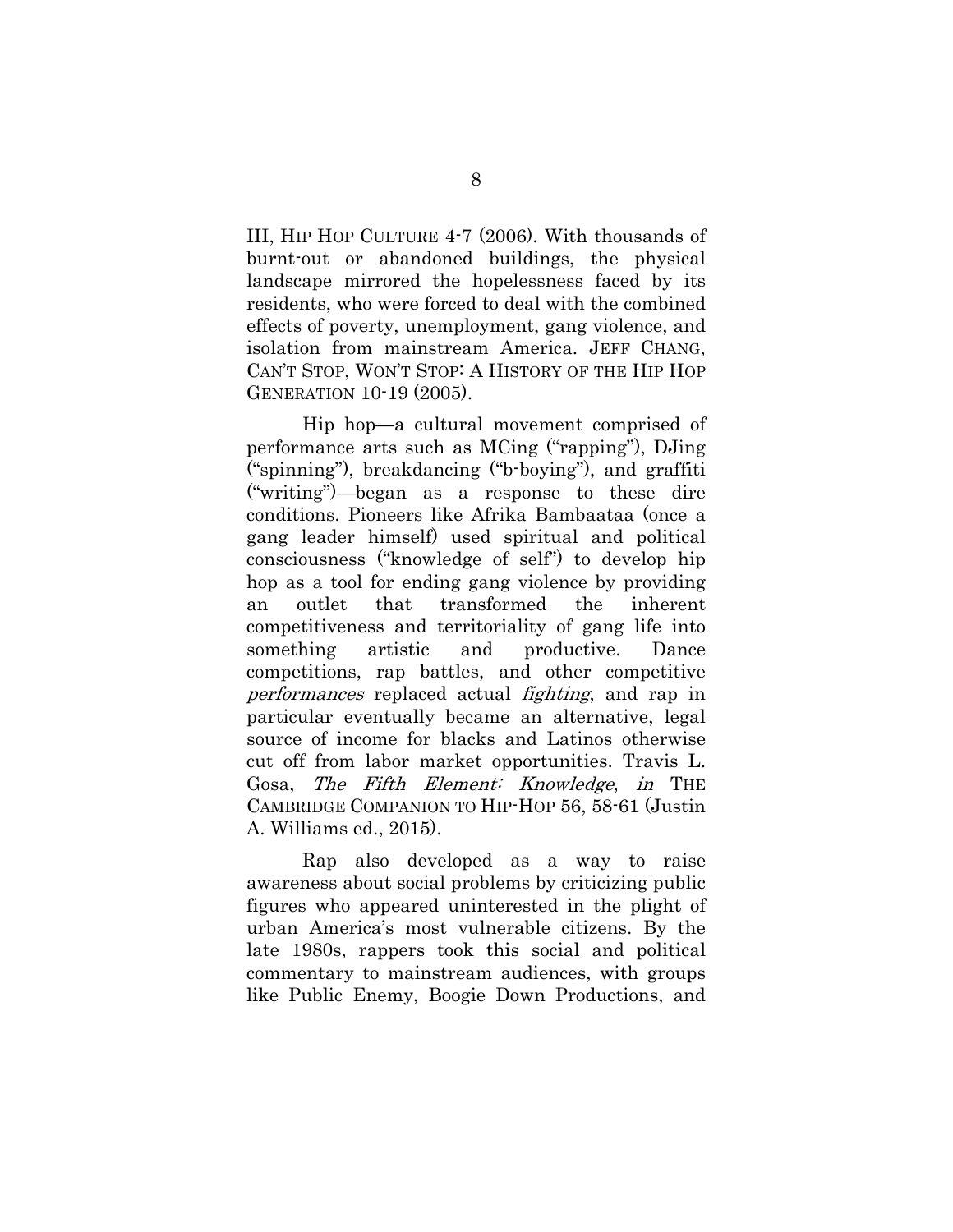III, HIP HOP CULTURE 4-7 (2006). With thousands of burnt-out or abandoned buildings, the physical landscape mirrored the hopelessness faced by its residents, who were forced to deal with the combined effects of poverty, unemployment, gang violence, and isolation from mainstream America. JEFF CHANG, CAN'T STOP, WON'T STOP: A HISTORY OF THE HIP HOP GENERATION 10-19 (2005).

Hip hop—a cultural movement comprised of performance arts such as MCing ("rapping"), DJing ("spinning"), breakdancing ("b-boying"), and graffiti ("writing")—began as a response to these dire conditions. Pioneers like Afrika Bambaataa (once a gang leader himself) used spiritual and political consciousness ("knowledge of self") to develop hip hop as a tool for ending gang violence by providing an outlet that transformed the inherent competitiveness and territoriality of gang life into something artistic and productive. Dance competitions, rap battles, and other competitive *performances* replaced actual *fighting*, and rap in particular eventually became an alternative, legal source of income for blacks and Latinos otherwise cut off from labor market opportunities. Travis L. Gosa, *The Fifth Element: Knowledge*, *in* THE CAMBRIDGE COMPANION TO HIP-HOP 56, 58-61 (Justin A. Williams ed., 2015).

Rap also developed as a way to raise awareness about social problems by criticizing public figures who appeared uninterested in the plight of urban America's most vulnerable citizens. By the late 1980s, rappers took this social and political commentary to mainstream audiences, with groups like Public Enemy, Boogie Down Productions, and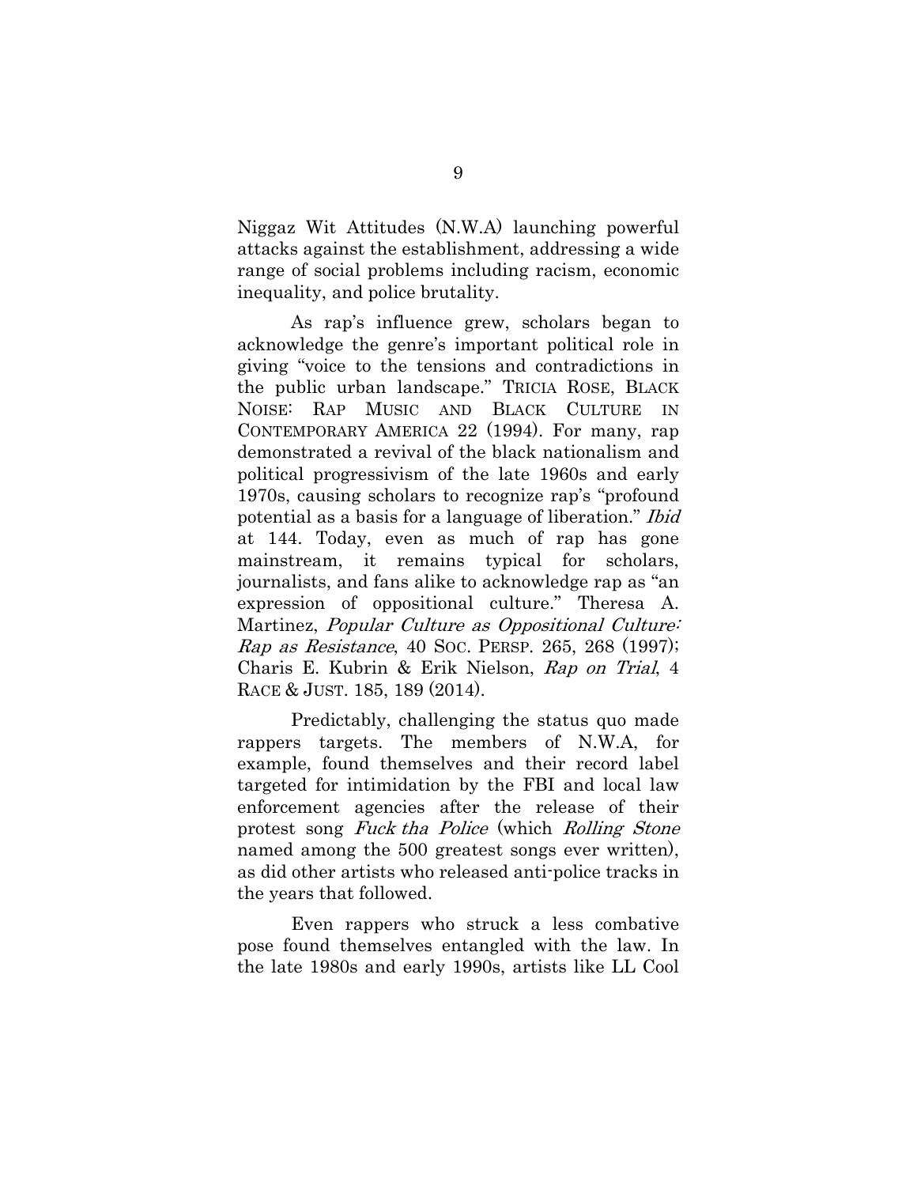Niggaz Wit Attitudes (N.W.A) launching powerful attacks against the establishment, addressing a wide range of social problems including racism, economic inequality, and police brutality.

As rap's influence grew, scholars began to acknowledge the genre's important political role in giving "voice to the tensions and contradictions in the public urban landscape." TRICIA ROSE, BLACK NOISE: RAP MUSIC AND BLACK CULTURE IN CONTEMPORARY AMERICA 22 (1994). For many, rap demonstrated a revival of the black nationalism and political progressivism of the late 1960s and early 1970s, causing scholars to recognize rap's "profound potential as a basis for a language of liberation." *Ibid* at 144. Today, even as much of rap has gone mainstream, it remains typical for scholars, journalists, and fans alike to acknowledge rap as "an expression of oppositional culture." Theresa A. Martinez, *Popular Culture as Oppositional Culture: Rap as Resistance*, 40 SOC. PERSP. 265, 268 (1997); Charis E. Kubrin & Erik Nielson, *Rap on Trial*, 4 RACE & JUST. 185, 189 (2014).

Predictably, challenging the status quo made rappers targets. The members of N.W.A, for example, found themselves and their record label targeted for intimidation by the FBI and local law enforcement agencies after the release of their protest song *Fuck tha Police* (which *Rolling Stone* named among the 500 greatest songs ever written), as did other artists who released anti-police tracks in the years that followed.

Even rappers who struck a less combative pose found themselves entangled with the law. In the late 1980s and early 1990s, artists like LL Cool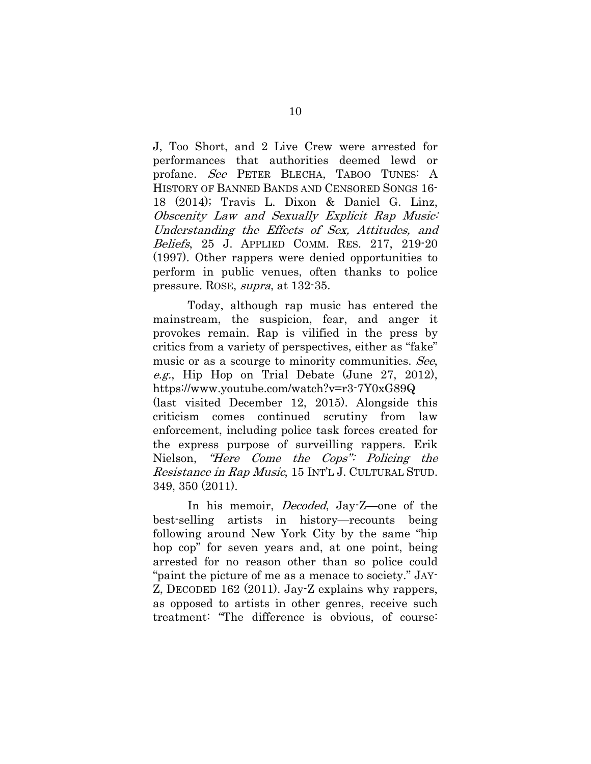J, Too Short, and 2 Live Crew were arrested for performances that authorities deemed lewd or profane. *See* PETER BLECHA, TABOO TUNES: A HISTORY OF BANNED BANDS AND CENSORED SONGS 16-18 (2014); Travis L. Dixon & Daniel G. Linz, *Obscenity Law and Sexually Explicit Rap Music: Understanding the Effects of Sex, Attitudes, and Beliefs*, 25 J. APPLIED COMM. RES. 217, 219-20 (1997). Other rappers were denied opportunities to perform in public venues, often thanks to police pressure. ROSE, *supra*, at 132-35.

Today, although rap music has entered the mainstream, the suspicion, fear, and anger it provokes remain. Rap is vilified in the press by critics from a variety of perspectives, either as "fake" music or as a scourge to minority communities. *See, e.g.*, Hip Hop on Trial Debate (June 27, 2012), https://www.youtube.com/watch?v=r3-7Y0xG89Q (last visited December 12, 2015). Alongside this criticism comes continued scrutiny from law enforcement, including police task forces created for the express purpose of surveilling rappers. Erik Nielson, *"Here Come the Cops": Policing the Resistance in Rap Music*, 15 INT'L J. CULTURAL STUD. 349, 350 (2011).

In his memoir, *Decoded*, Jay-Z—one of the best-selling artists in history—recounts being following around New York City by the same "hip hop cop" for seven years and, at one point, being arrested for no reason other than so police could "paint the picture of me as a menace to society." JAY-Z, DECODED 162 (2011). Jay-Z explains why rappers, as opposed to artists in other genres, receive such treatment: "The difference is obvious, of course: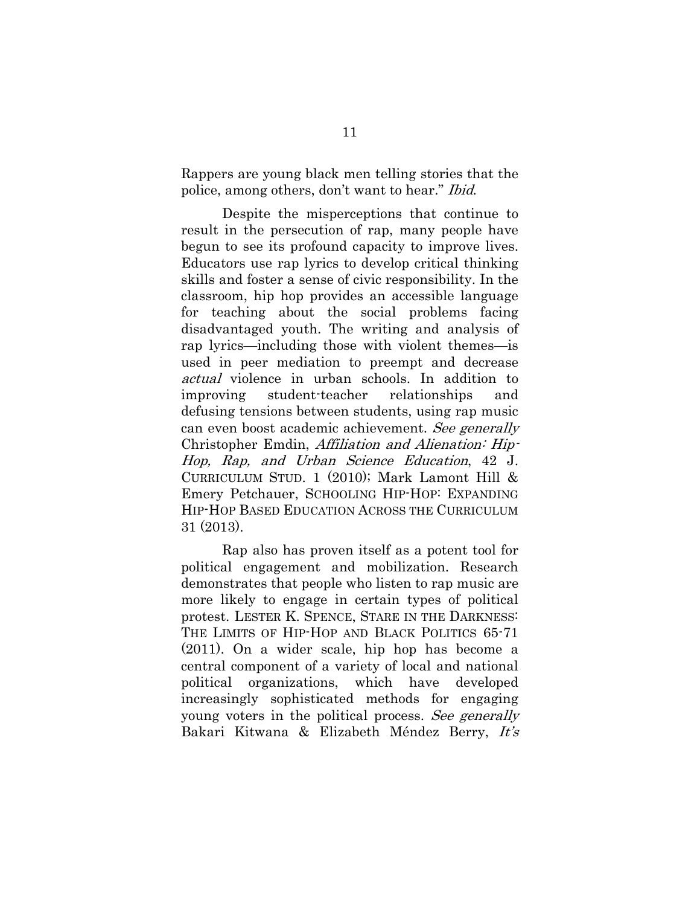Rappers are young black men telling stories that the police, among others, don't want to hear." *Ibid.*

Despite the misperceptions that continue to result in the persecution of rap, many people have begun to see its profound capacity to improve lives. Educators use rap lyrics to develop critical thinking skills and foster a sense of civic responsibility. In the classroom, hip hop provides an accessible language for teaching about the social problems facing disadvantaged youth. The writing and analysis of rap lyrics—including those with violent themes—is used in peer mediation to preempt and decrease *actual* violence in urban schools. In addition to improving student-teacher relationships and defusing tensions between students, using rap music can even boost academic achievement. *See generally* Christopher Emdin, *Affiliation and Alienation: Hip-Hop, Rap, and Urban Science Education*, 42 J. CURRICULUM STUD. 1 (2010); Mark Lamont Hill & Emery Petchauer, SCHOOLING HIP-HOP: EXPANDING HIP-HOP BASED EDUCATION ACROSS THE CURRICULUM 31 (2013).

Rap also has proven itself as a potent tool for political engagement and mobilization. Research demonstrates that people who listen to rap music are more likely to engage in certain types of political protest. LESTER K. SPENCE, STARE IN THE DARKNESS: THE LIMITS OF HIP-HOP AND BLACK POLITICS 65-71 (2011). On a wider scale, hip hop has become a central component of a variety of local and national political organizations, which have developed increasingly sophisticated methods for engaging young voters in the political process. *See generally* Bakari Kitwana & Elizabeth Méndez Berry, *It's*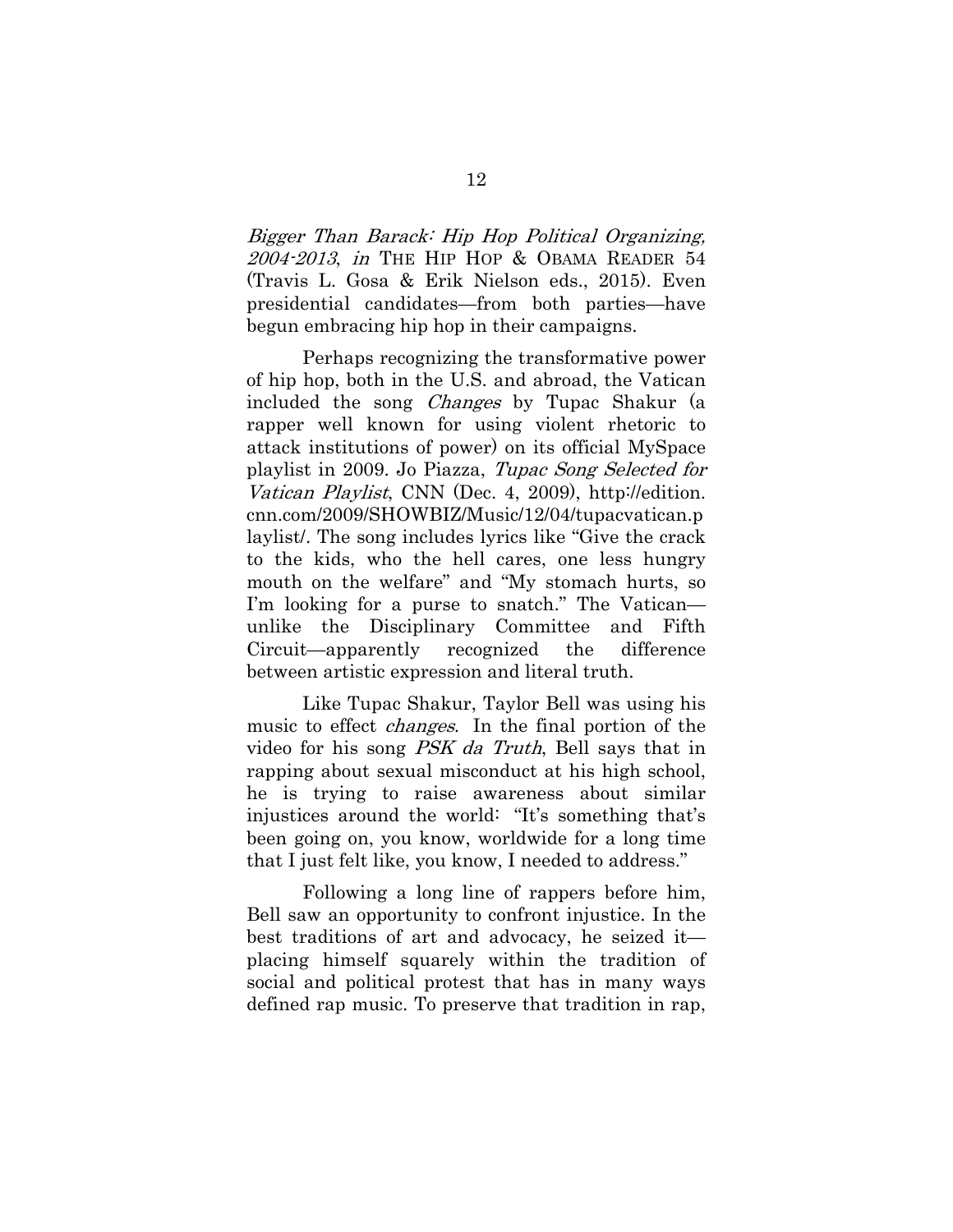*Bigger Than Barack: Hip Hop Political Organizing, 2004-2013*, *in* THE HIP HOP & OBAMA READER 54 (Travis L. Gosa & Erik Nielson eds., 2015). Even presidential candidates—from both parties—have begun embracing hip hop in their campaigns.

Perhaps recognizing the transformative power of hip hop, both in the U.S. and abroad, the Vatican included the song *Changes* by Tupac Shakur (a rapper well known for using violent rhetoric to attack institutions of power) on its official MySpace playlist in 2009. Jo Piazza, *Tupac Song Selected for Vatican Playlist*, CNN (Dec. 4, 2009), http://edition.cnn.com/2009/SHOWBIZ/Music/12/04/tupacvatican.playlist/. The song includes lyrics like "Give the crack to the kids, who the hell cares, one less hungry mouth on the welfare" and "My stomach hurts, so I'm looking for a purse to snatch." The Vatican—unlike the Disciplinary Committee and Fifth Circuit—apparently recognized the difference between artistic expression and literal truth.

Like Tupac Shakur, Taylor Bell was using his music to effect *changes*. In the final portion of the video for his song *PSK da Truth*, Bell says that in rapping about sexual misconduct at his high school, he is trying to raise awareness about similar injustices around the world: "It's something that's been going on, you know, worldwide for a long time that I just felt like, you know, I needed to address."

Following a long line of rappers before him, Bell saw an opportunity to confront injustice. In the best traditions of art and advocacy, he seized it—placing himself squarely within the tradition of social and political protest that has in many ways defined rap music. To preserve that tradition in rap,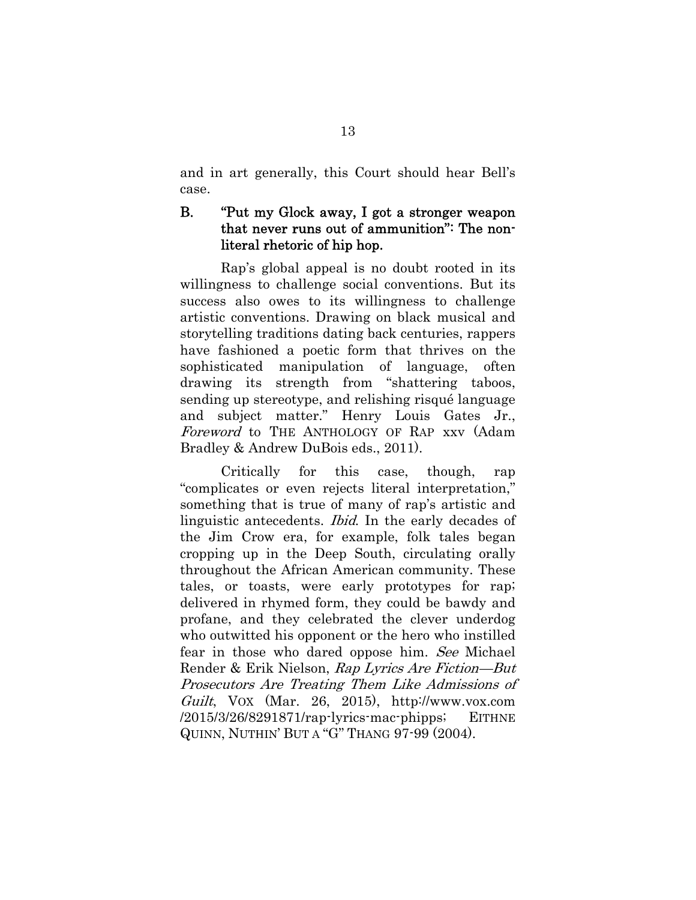and in art generally, this Court should hear Bell's case.

### B. "Put my Glock away, I got a stronger weapon that never runs out of ammunition": The non-literal rhetoric of hip hop.

Rap's global appeal is no doubt rooted in its willingness to challenge social conventions. But its success also owes to its willingness to challenge artistic conventions. Drawing on black musical and storytelling traditions dating back centuries, rappers have fashioned a poetic form that thrives on the sophisticated manipulation of language, often drawing its strength from "shattering taboos, sending up stereotype, and relishing risqué language and subject matter." Henry Louis Gates Jr., *Foreword* to THE ANTHOLOGY OF RAP xxv (Adam Bradley & Andrew DuBois eds., 2011).

Critically for this case, though, rap "complicates or even rejects literal interpretation," something that is true of many of rap's artistic and linguistic antecedents. *Ibid.* In the early decades of the Jim Crow era, for example, folk tales began cropping up in the Deep South, circulating orally throughout the African American community. These tales, or toasts, were early prototypes for rap; delivered in rhymed form, they could be bawdy and profane, and they celebrated the clever underdog who outwitted his opponent or the hero who instilled fear in those who dared oppose him. *See* Michael Render & Erik Nielson, *Rap Lyrics Are Fiction—But Prosecutors Are Treating Them Like Admissions of Guilt*, VOX (Mar. 26, 2015), http://www.vox.com/2015/3/26/8291871/rap-lyrics-mac-phipps; EITHNE QUINN, NUTHIN' BUT A "G" THANG 97-99 (2004).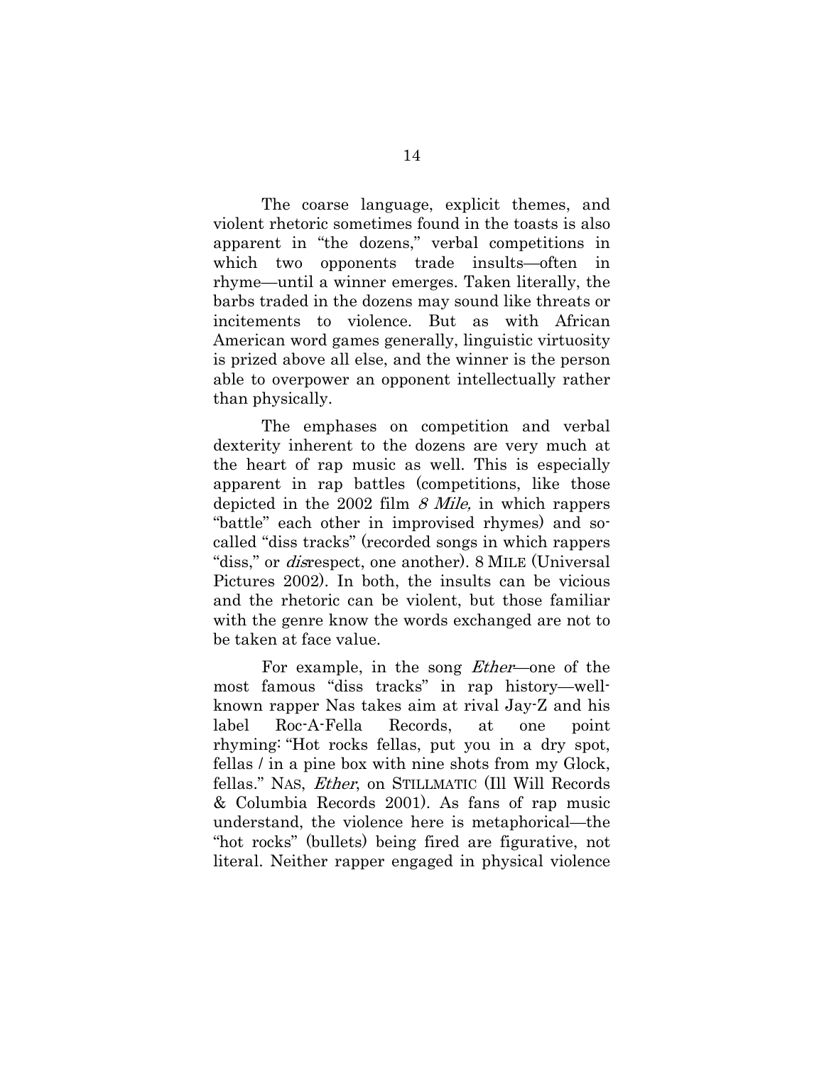The coarse language, explicit themes, and violent rhetoric sometimes found in the toasts is also apparent in "the dozens," verbal competitions in which two opponents trade insults—often in rhyme—until a winner emerges. Taken literally, the barbs traded in the dozens may sound like threats or incitements to violence. But as with African American word games generally, linguistic virtuosity is prized above all else, and the winner is the person able to overpower an opponent intellectually rather than physically.

The emphases on competition and verbal dexterity inherent to the dozens are very much at the heart of rap music as well. This is especially apparent in rap battles (competitions, like those depicted in the 2002 film *8 Mile,* in which rappers "battle" each other in improvised rhymes) and so-called "diss tracks" (recorded songs in which rappers "diss," or *dis*respect, one another). 8 MILE (Universal Pictures 2002). In both, the insults can be vicious and the rhetoric can be violent, but those familiar with the genre know the words exchanged are not to be taken at face value.

For example, in the song *Ether*—one of the most famous "diss tracks" in rap history—well-known rapper Nas takes aim at rival Jay-Z and his label Roc-A-Fella Records, at one point rhyming: "Hot rocks fellas, put you in a dry spot, fellas / in a pine box with nine shots from my Glock, fellas." NAS, *Ether*, on STILLMATIC (Ill Will Records & Columbia Records 2001). As fans of rap music understand, the violence here is metaphorical—the "hot rocks" (bullets) being fired are figurative, not literal. Neither rapper engaged in physical violence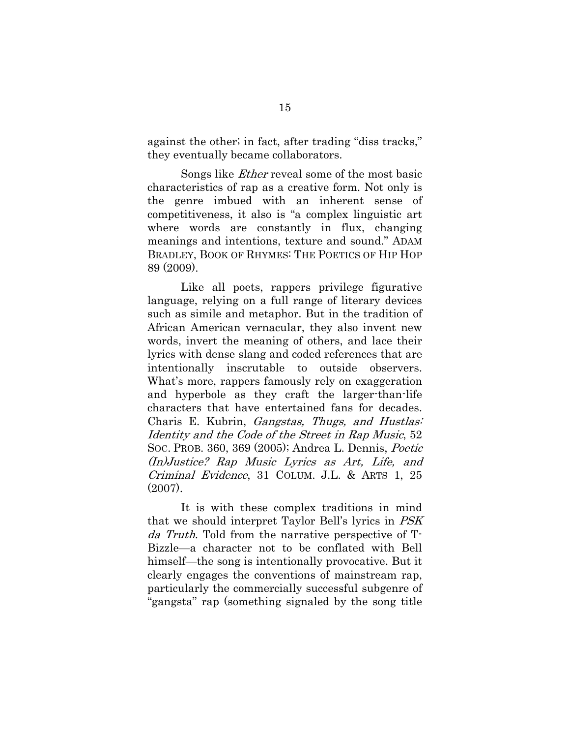against the other; in fact, after trading "diss tracks," they eventually became collaborators.

Songs like *Ether* reveal some of the most basic characteristics of rap as a creative form. Not only is the genre imbued with an inherent sense of competitiveness, it also is "a complex linguistic art where words are constantly in flux, changing meanings and intentions, texture and sound." ADAM BRADLEY, BOOK OF RHYMES: THE POETICS OF HIP HOP 89 (2009).

Like all poets, rappers privilege figurative language, relying on a full range of literary devices such as simile and metaphor. But in the tradition of African American vernacular, they also invent new words, invert the meaning of others, and lace their lyrics with dense slang and coded references that are intentionally inscrutable to outside observers. What's more, rappers famously rely on exaggeration and hyperbole as they craft the larger-than-life characters that have entertained fans for decades. Charis E. Kubrin, *Gangstas, Thugs, and Hustlas: Identity and the Code of the Street in Rap Music*, 52 SOC. PROB. 360, 369 (2005); Andrea L. Dennis, *Poetic (In)Justice? Rap Music Lyrics as Art, Life, and Criminal Evidence*, 31 COLUM. J.L. & ARTS 1, 25 (2007).

It is with these complex traditions in mind that we should interpret Taylor Bell's lyrics in *PSK da Truth*. Told from the narrative perspective of T-Bizzle—a character not to be conflated with Bell himself—the song is intentionally provocative. But it clearly engages the conventions of mainstream rap, particularly the commercially successful subgenre of "gangsta" rap (something signaled by the song title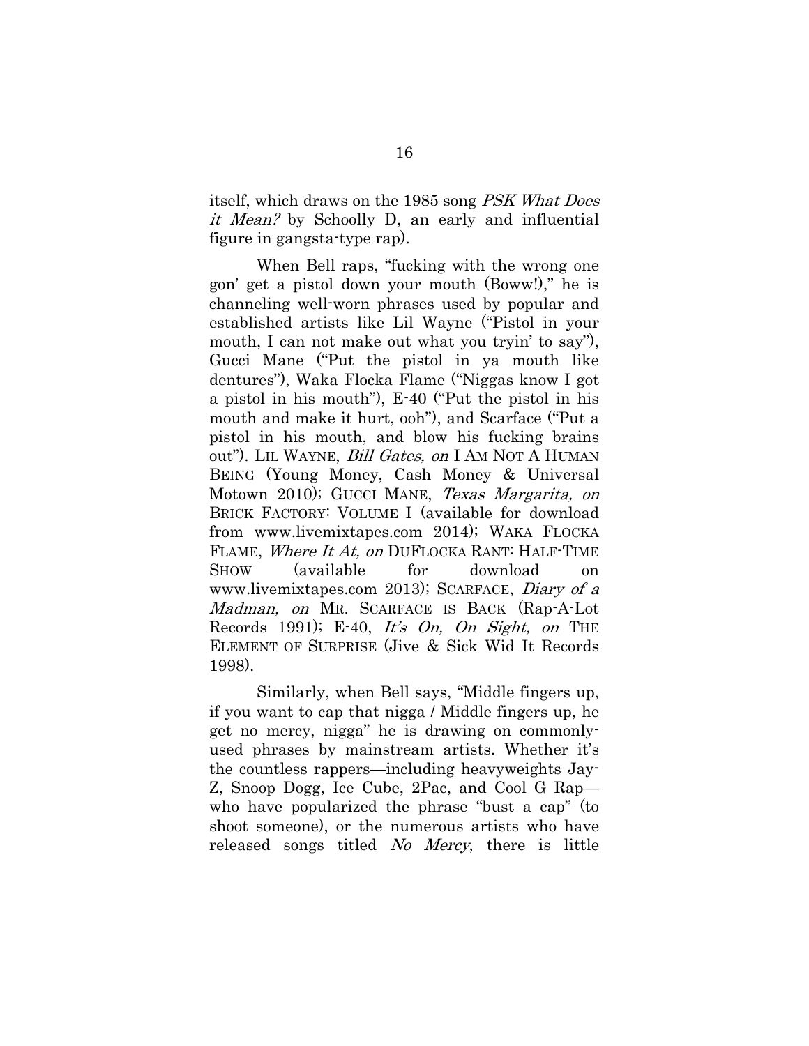itself, which draws on the 1985 song *PSK What Does it Mean?* by Schoolly D, an early and influential figure in gangsta-type rap).

When Bell raps, "fucking with the wrong one gon' get a pistol down your mouth (Boww!)," he is channeling well-worn phrases used by popular and established artists like Lil Wayne ("Pistol in your mouth, I can not make out what you tryin' to say"), Gucci Mane ("Put the pistol in ya mouth like dentures"), Waka Flocka Flame ("Niggas know I got a pistol in his mouth"), E-40 ("Put the pistol in his mouth and make it hurt, ooh"), and Scarface ("Put a pistol in his mouth, and blow his fucking brains out"). LIL WAYNE, *Bill Gates, on* I AM NOT A HUMAN BEING (Young Money, Cash Money & Universal Motown 2010); GUCCI MANE, *Texas Margarita, on* BRICK FACTORY: VOLUME I (available for download from www.livemixtapes.com 2014); WAKA FLOCKA FLAME, *Where It At, on* DUFLOCKA RANT: HALF-TIME SHOW (available for download on www.livemixtapes.com 2013); SCARFACE, *Diary of a Madman, on* MR. SCARFACE IS BACK (Rap-A-Lot Records 1991); E-40, *It's On, On Sight, on* THE ELEMENT OF SURPRISE (Jive & Sick Wid It Records 1998).

Similarly, when Bell says, "Middle fingers up, if you want to cap that nigga / Middle fingers up, he get no mercy, nigga" he is drawing on commonly-used phrases by mainstream artists. Whether it's the countless rappers—including heavyweights Jay-Z, Snoop Dogg, Ice Cube, 2Pac, and Cool G Rap—who have popularized the phrase "bust a cap" (to shoot someone), or the numerous artists who have released songs titled *No Mercy*, there is little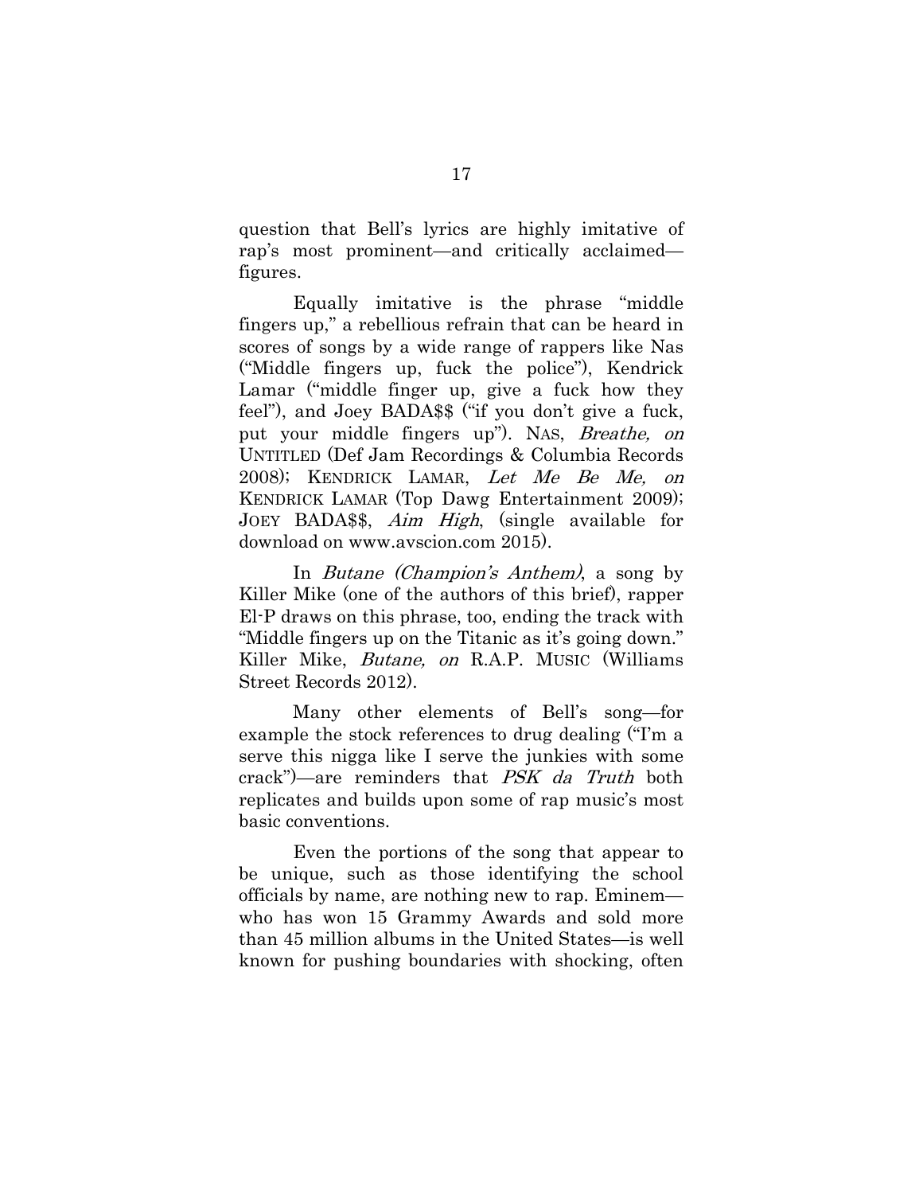question that Bell's lyrics are highly imitative of rap's most prominent—and critically acclaimed—figures.

Equally imitative is the phrase "middle fingers up," a rebellious refrain that can be heard in scores of songs by a wide range of rappers like Nas ("Middle fingers up, fuck the police"), Kendrick Lamar ("middle finger up, give a fuck how they feel"), and Joey BADA$$ ("if you don't give a fuck, put your middle fingers up"). NAS, *Breathe, on* UNTITLED (Def Jam Recordings & Columbia Records 2008); KENDRICK LAMAR, *Let Me Be Me, on* KENDRICK LAMAR (Top Dawg Entertainment 2009); JOEY BADA$$, *Aim High*, (single available for download on www.avscion.com 2015).

In *Butane (Champion's Anthem)*, a song by Killer Mike (one of the authors of this brief), rapper El-P draws on this phrase, too, ending the track with "Middle fingers up on the Titanic as it's going down." Killer Mike, *Butane, on* R.A.P. MUSIC (Williams Street Records 2012).

Many other elements of Bell's song—for example the stock references to drug dealing ("I'm a serve this nigga like I serve the junkies with some crack")—are reminders that *PSK da Truth* both replicates and builds upon some of rap music's most basic conventions.

Even the portions of the song that appear to be unique, such as those identifying the school officials by name, are nothing new to rap. Eminem—who has won 15 Grammy Awards and sold more than 45 million albums in the United States—is well known for pushing boundaries with shocking, often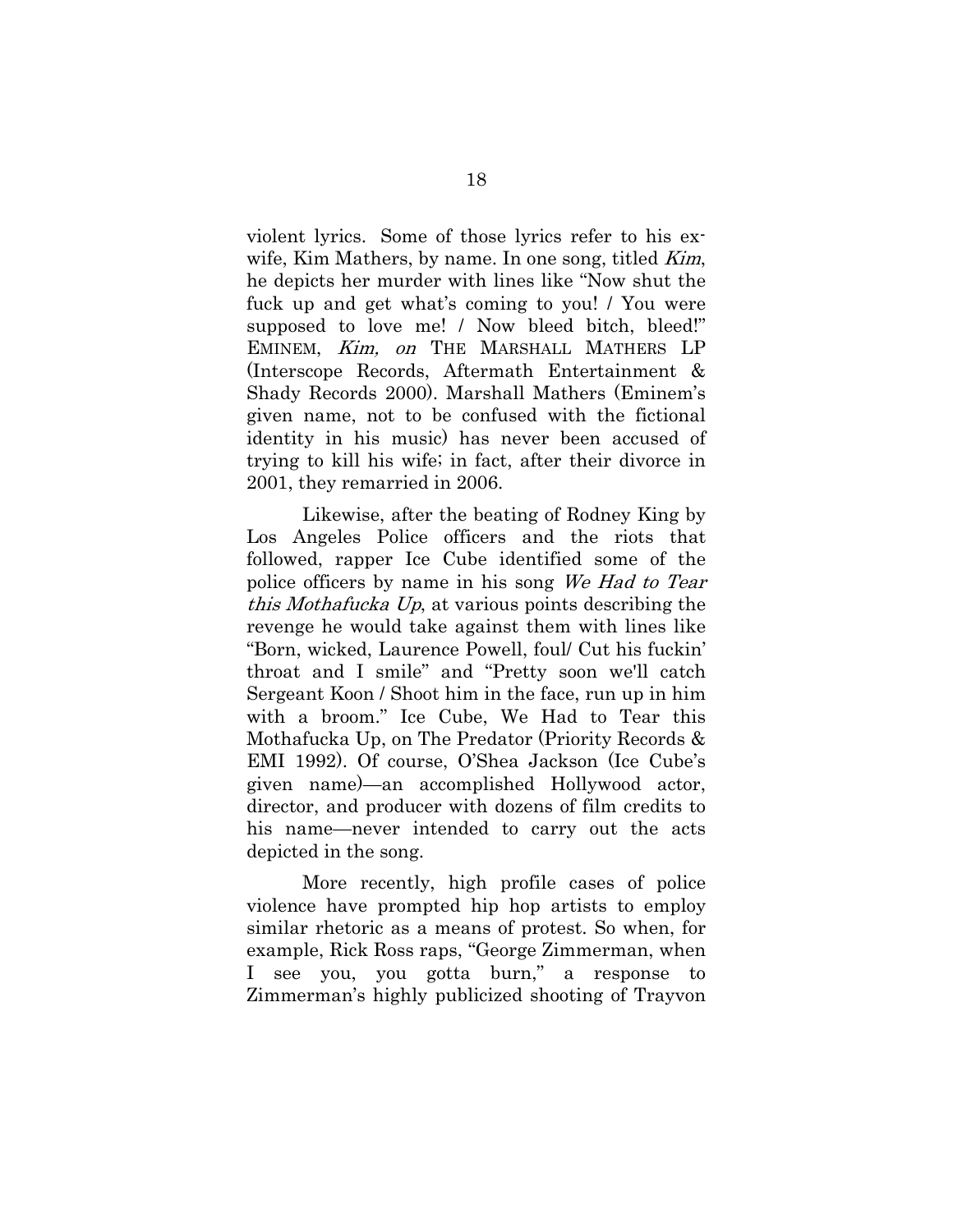violent lyrics. Some of those lyrics refer to his ex-wife, Kim Mathers, by name. In one song, titled *Kim*, he depicts her murder with lines like "Now shut the fuck up and get what's coming to you! / You were supposed to love me! / Now bleed bitch, bleed!" EMINEM, *Kim, on* THE MARSHALL MATHERS LP (Interscope Records, Aftermath Entertainment & Shady Records 2000). Marshall Mathers (Eminem's given name, not to be confused with the fictional identity in his music) has never been accused of trying to kill his wife; in fact, after their divorce in 2001, they remarried in 2006.

Likewise, after the beating of Rodney King by Los Angeles Police officers and the riots that followed, rapper Ice Cube identified some of the police officers by name in his song *We Had to Tear this Mothafucka Up*, at various points describing the revenge he would take against them with lines like "Born, wicked, Laurence Powell, foul/ Cut his fuckin' throat and I smile" and "Pretty soon we'll catch Sergeant Koon / Shoot him in the face, run up in him with a broom." Ice Cube, We Had to Tear this Mothafucka Up, on The Predator (Priority Records & EMI 1992). Of course, O'Shea Jackson (Ice Cube's given name)—an accomplished Hollywood actor, director, and producer with dozens of film credits to his name—never intended to carry out the acts depicted in the song.

More recently, high profile cases of police violence have prompted hip hop artists to employ similar rhetoric as a means of protest. So when, for example, Rick Ross raps, "George Zimmerman, when I see you, you gotta burn," a response to Zimmerman's highly publicized shooting of Trayvon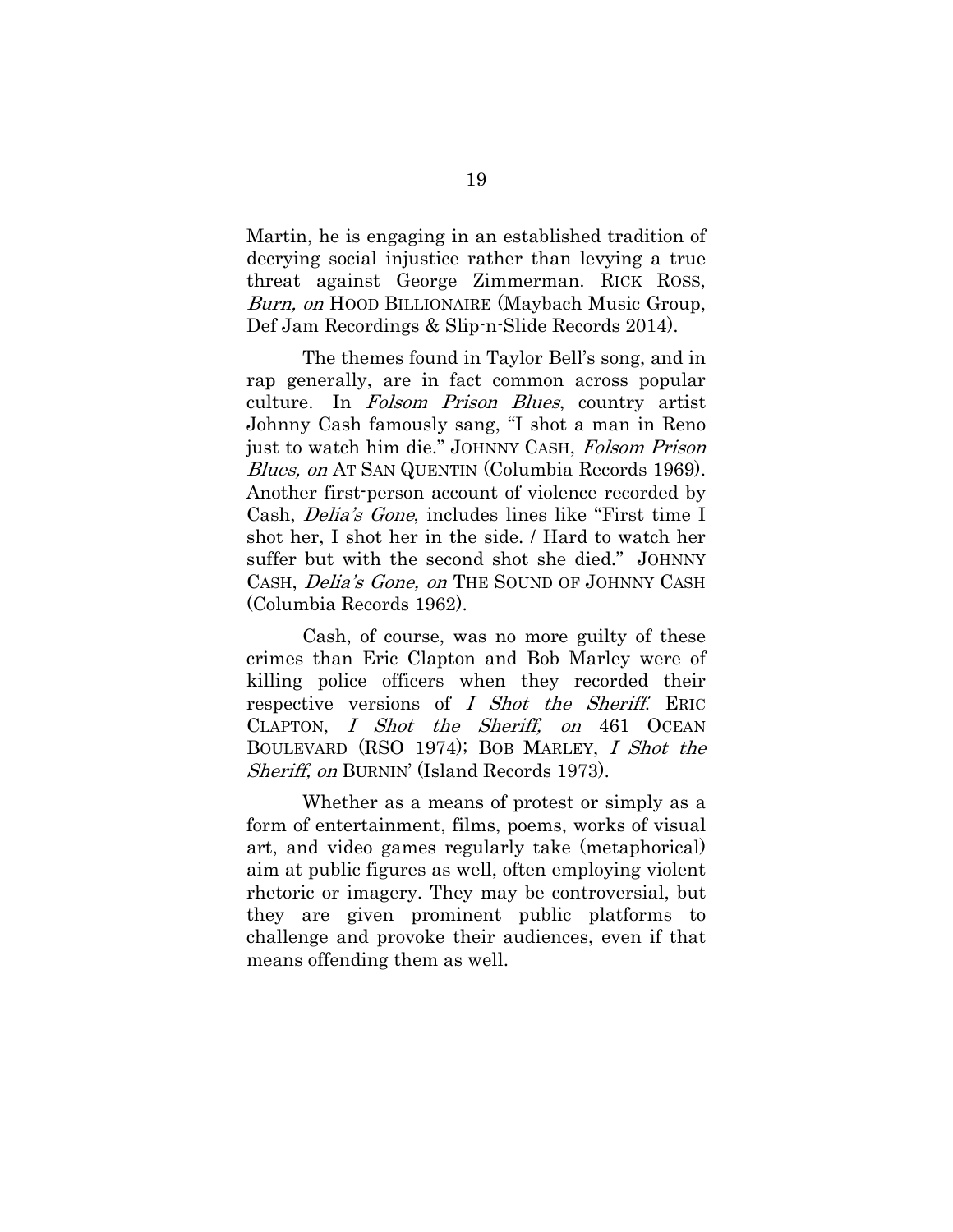Martin, he is engaging in an established tradition of decrying social injustice rather than levying a true threat against George Zimmerman. RICK ROSS, *Burn, on* HOOD BILLIONAIRE (Maybach Music Group, Def Jam Recordings & Slip-n-Slide Records 2014).

The themes found in Taylor Bell's song, and in rap generally, are in fact common across popular culture. In *Folsom Prison Blues*, country artist Johnny Cash famously sang, "I shot a man in Reno just to watch him die." JOHNNY CASH, *Folsom Prison Blues, on* AT SAN QUENTIN (Columbia Records 1969). Another first-person account of violence recorded by Cash, *Delia's Gone*, includes lines like "First time I shot her, I shot her in the side. / Hard to watch her suffer but with the second shot she died." JOHNNY CASH, *Delia's Gone, on* THE SOUND OF JOHNNY CASH (Columbia Records 1962).

Cash, of course, was no more guilty of these crimes than Eric Clapton and Bob Marley were of killing police officers when they recorded their respective versions of *I Shot the Sheriff*. ERIC CLAPTON, *I Shot the Sheriff, on* 461 OCEAN BOULEVARD (RSO 1974); BOB MARLEY, *I Shot the Sheriff, on* BURNIN' (Island Records 1973).

Whether as a means of protest or simply as a form of entertainment, films, poems, works of visual art, and video games regularly take (metaphorical) aim at public figures as well, often employing violent rhetoric or imagery. They may be controversial, but they are given prominent public platforms to challenge and provoke their audiences, even if that means offending them as well.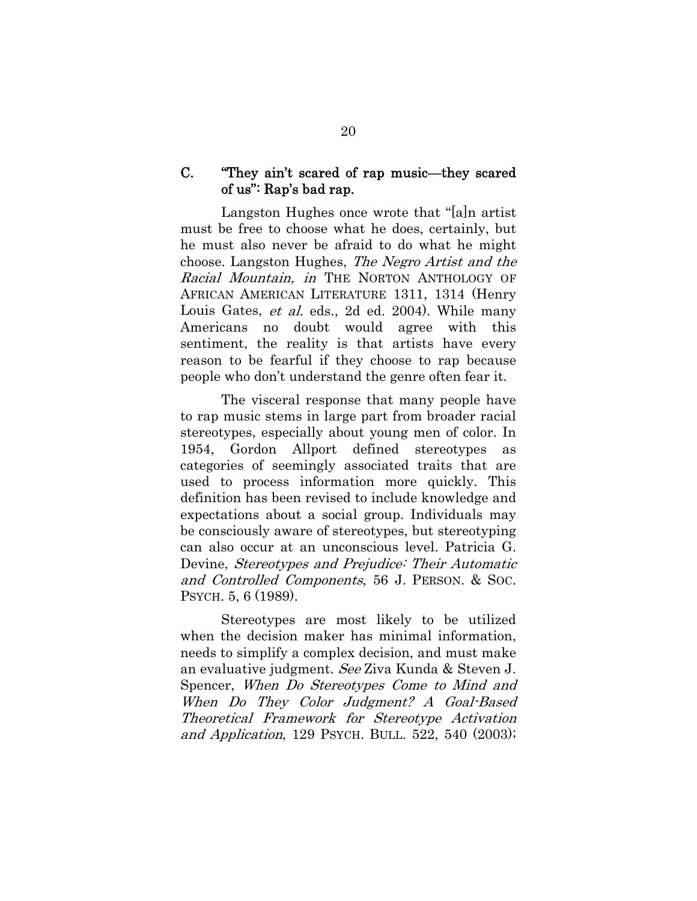### C. "They ain't scared of rap music—they scared of us": Rap's bad rap.

Langston Hughes once wrote that "[a]n artist must be free to choose what he does, certainly, but he must also never be afraid to do what he might choose. Langston Hughes, *The Negro Artist and the Racial Mountain, in* THE NORTON ANTHOLOGY OF AFRICAN AMERICAN LITERATURE 1311, 1314 (Henry Louis Gates, *et al.* eds., 2d ed. 2004). While many Americans no doubt would agree with this sentiment, the reality is that artists have every reason to be fearful if they choose to rap because people who don't understand the genre often fear it.

The visceral response that many people have to rap music stems in large part from broader racial stereotypes, especially about young men of color. In 1954, Gordon Allport defined stereotypes as categories of seemingly associated traits that are used to process information more quickly. This definition has been revised to include knowledge and expectations about a social group. Individuals may be consciously aware of stereotypes, but stereotyping can also occur at an unconscious level. Patricia G. Devine, *Stereotypes and Prejudice: Their Automatic and Controlled Components*, 56 J. PERSON. & SOC. PSYCH. 5, 6 (1989).

Stereotypes are most likely to be utilized when the decision maker has minimal information, needs to simplify a complex decision, and must make an evaluative judgment. *See* Ziva Kunda & Steven J. Spencer, *When Do Stereotypes Come to Mind and When Do They Color Judgment? A Goal-Based Theoretical Framework for Stereotype Activation and Application*, 129 PSYCH. BULL. 522, 540 (2003);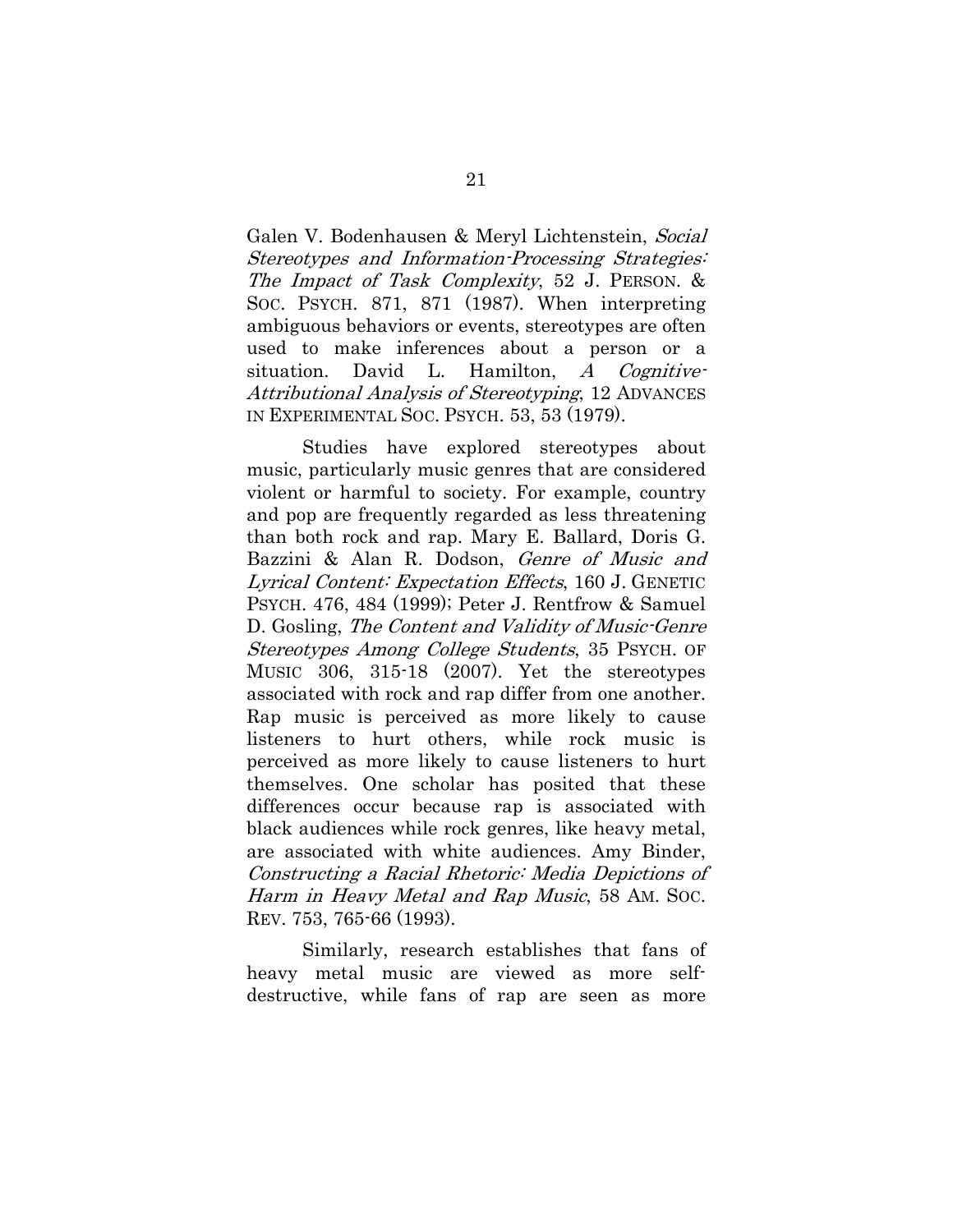Galen V. Bodenhausen & Meryl Lichtenstein, *Social Stereotypes and Information-Processing Strategies: The Impact of Task Complexity*, 52 J. PERSON. & SOC. PSYCH. 871, 871 (1987). When interpreting ambiguous behaviors or events, stereotypes are often used to make inferences about a person or a situation. David L. Hamilton, *A Cognitive-Attributional Analysis of Stereotyping*, 12 ADVANCES IN EXPERIMENTAL SOC. PSYCH. 53, 53 (1979).

Studies have explored stereotypes about music, particularly music genres that are considered violent or harmful to society. For example, country and pop are frequently regarded as less threatening than both rock and rap. Mary E. Ballard, Doris G. Bazzini & Alan R. Dodson, *Genre of Music and Lyrical Content: Expectation Effects*, 160 J. GENETIC PSYCH. 476, 484 (1999); Peter J. Rentfrow & Samuel D. Gosling, *The Content and Validity of Music-Genre Stereotypes Among College Students*, 35 PSYCH. OF MUSIC 306, 315-18 (2007). Yet the stereotypes associated with rock and rap differ from one another. Rap music is perceived as more likely to cause listeners to hurt others, while rock music is perceived as more likely to cause listeners to hurt themselves. One scholar has posited that these differences occur because rap is associated with black audiences while rock genres, like heavy metal, are associated with white audiences. Amy Binder, *Constructing a Racial Rhetoric: Media Depictions of Harm in Heavy Metal and Rap Music*, 58 AM. SOC. REV. 753, 765-66 (1993).

Similarly, research establishes that fans of heavy metal music are viewed as more self-destructive, while fans of rap are seen as more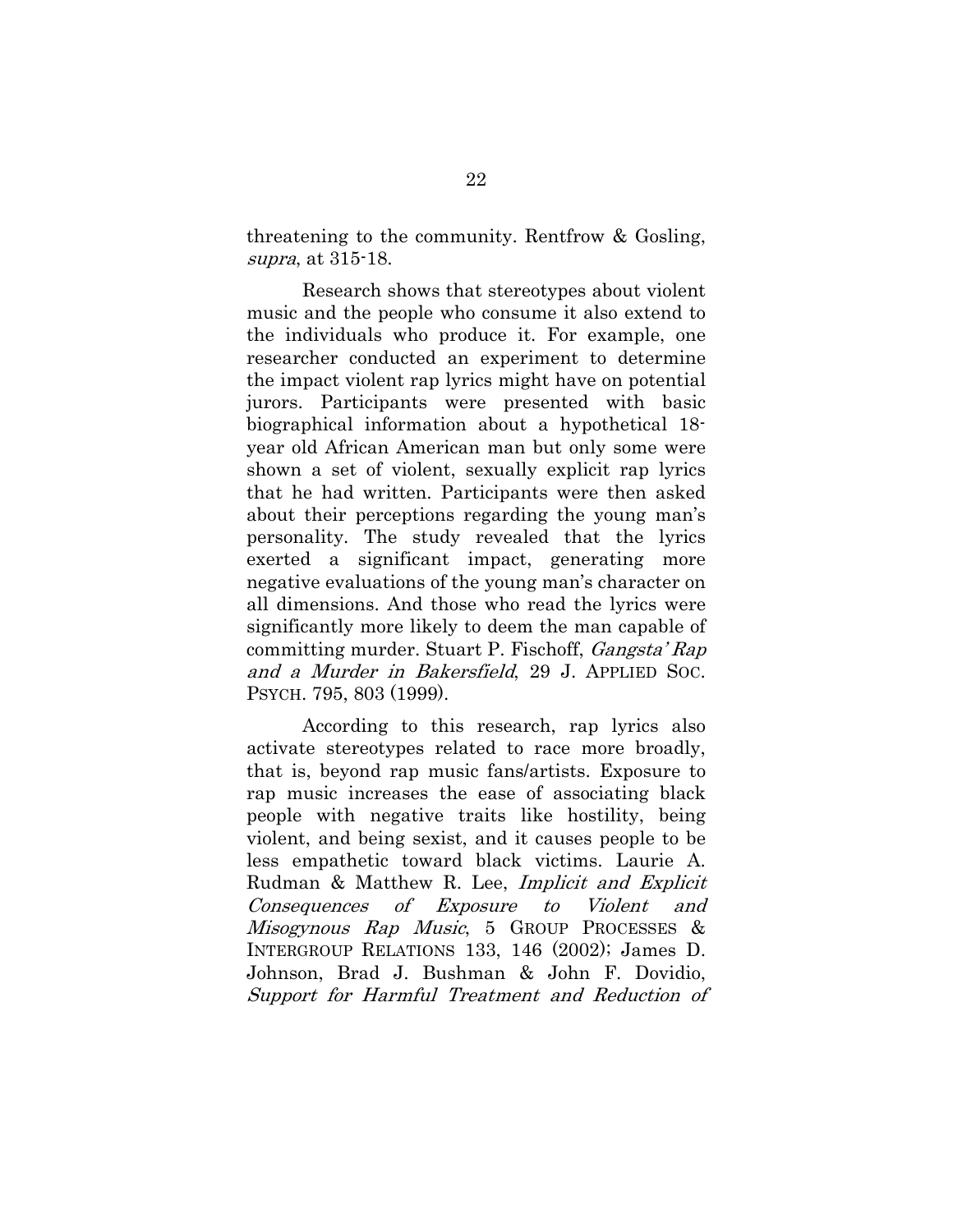threatening to the community. Rentfrow & Gosling, *supra*, at 315-18.

Research shows that stereotypes about violent music and the people who consume it also extend to the individuals who produce it. For example, one researcher conducted an experiment to determine the impact violent rap lyrics might have on potential jurors. Participants were presented with basic biographical information about a hypothetical 18-year old African American man but only some were shown a set of violent, sexually explicit rap lyrics that he had written. Participants were then asked about their perceptions regarding the young man's personality. The study revealed that the lyrics exerted a significant impact, generating more negative evaluations of the young man's character on all dimensions. And those who read the lyrics were significantly more likely to deem the man capable of committing murder. Stuart P. Fischoff, *Gangsta' Rap and a Murder in Bakersfield*, 29 J. APPLIED SOC. PSYCH. 795, 803 (1999).

According to this research, rap lyrics also activate stereotypes related to race more broadly, that is, beyond rap music fans/artists. Exposure to rap music increases the ease of associating black people with negative traits like hostility, being violent, and being sexist, and it causes people to be less empathetic toward black victims. Laurie A. Rudman & Matthew R. Lee, *Implicit and Explicit Consequences of Exposure to Violent and Misogynous Rap Music*, 5 GROUP PROCESSES & INTERGROUP RELATIONS 133, 146 (2002); James D. Johnson, Brad J. Bushman & John F. Dovidio, *Support for Harmful Treatment and Reduction of*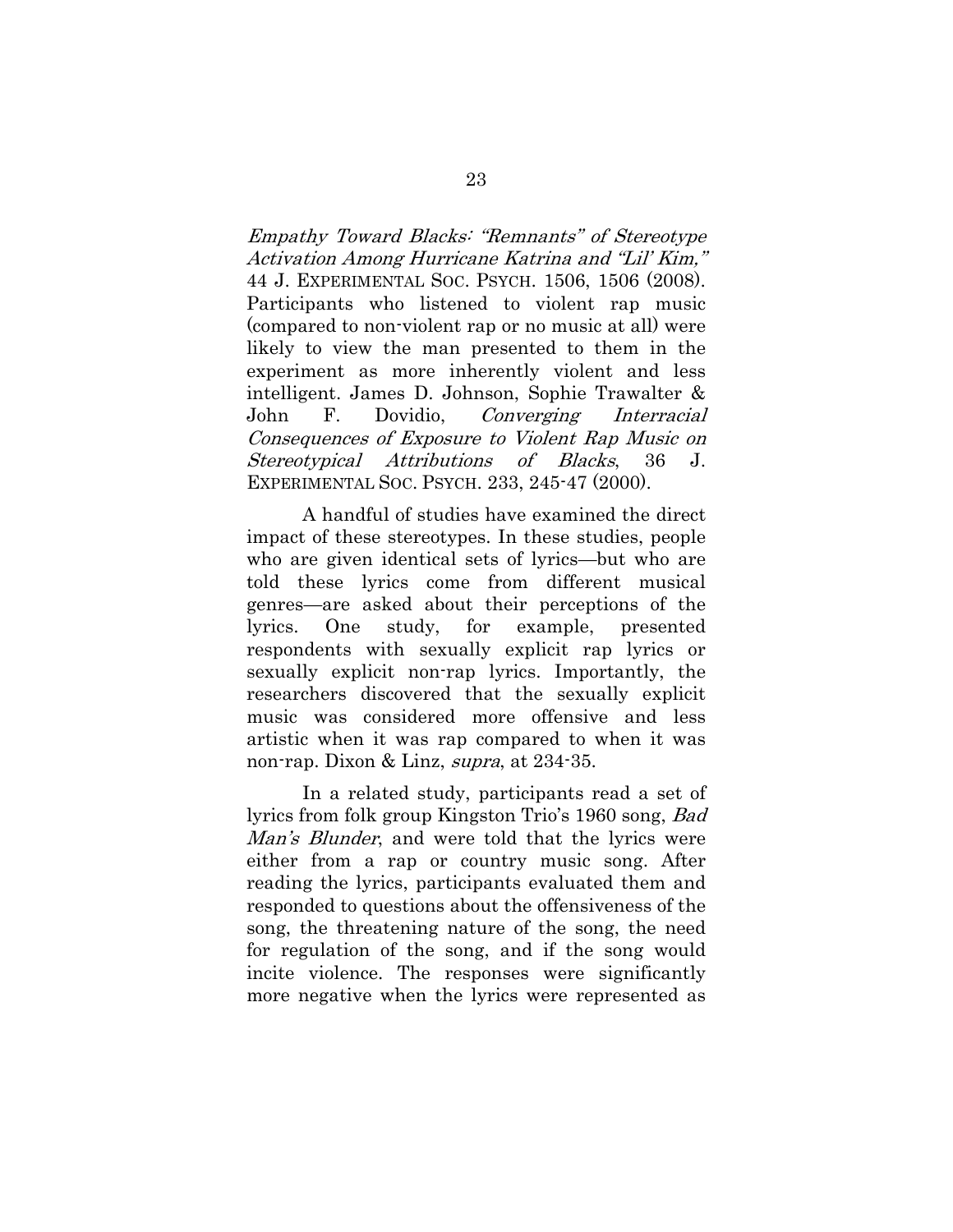*Empathy Toward Blacks: "Remnants" of Stereotype Activation Among Hurricane Katrina and "Lil' Kim,"* 44 J. EXPERIMENTAL SOC. PSYCH. 1506, 1506 (2008). Participants who listened to violent rap music (compared to non-violent rap or no music at all) were likely to view the man presented to them in the experiment as more inherently violent and less intelligent. James D. Johnson, Sophie Trawalter & John F. Dovidio, *Converging Interracial Consequences of Exposure to Violent Rap Music on Stereotypical Attributions of Blacks*, 36 J. EXPERIMENTAL SOC. PSYCH. 233, 245-47 (2000).

A handful of studies have examined the direct impact of these stereotypes. In these studies, people who are given identical sets of lyrics—but who are told these lyrics come from different musical genres—are asked about their perceptions of the lyrics. One study, for example, presented respondents with sexually explicit rap lyrics or sexually explicit non-rap lyrics. Importantly, the researchers discovered that the sexually explicit music was considered more offensive and less artistic when it was rap compared to when it was non-rap. Dixon & Linz, *supra*, at 234-35.

In a related study, participants read a set of lyrics from folk group Kingston Trio's 1960 song, *Bad Man's Blunder*, and were told that the lyrics were either from a rap or country music song. After reading the lyrics, participants evaluated them and responded to questions about the offensiveness of the song, the threatening nature of the song, the need for regulation of the song, and if the song would incite violence. The responses were significantly more negative when the lyrics were represented as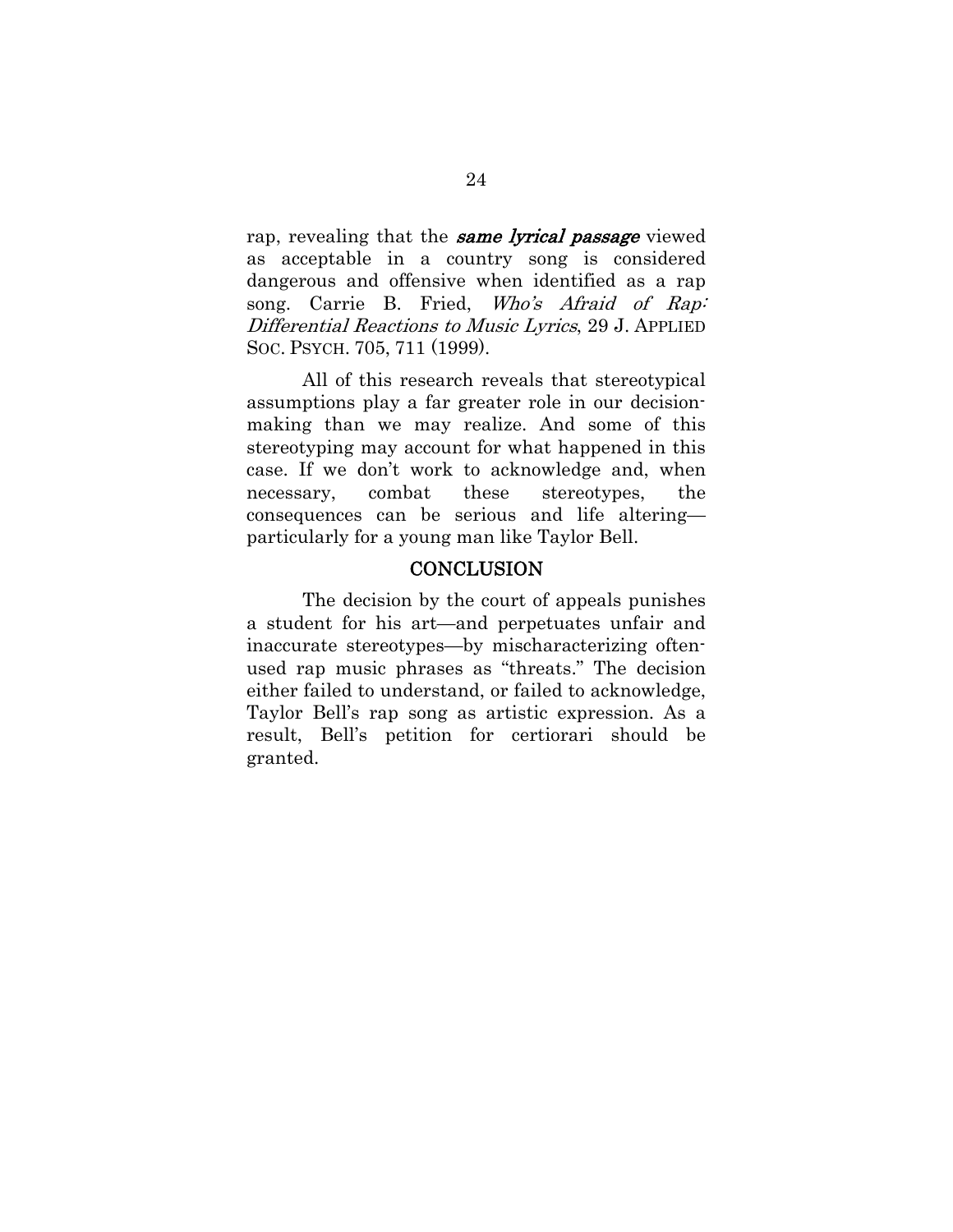rap, revealing that the ***same lyrical passage*** viewed as acceptable in a country song is considered dangerous and offensive when identified as a rap song. Carrie B. Fried, *Who's Afraid of Rap: Differential Reactions to Music Lyrics*, 29 J. APPLIED SOC. PSYCH. 705, 711 (1999).

All of this research reveals that stereotypical assumptions play a far greater role in our decision-making than we may realize. And some of this stereotyping may account for what happened in this case. If we don't work to acknowledge and, when necessary, combat these stereotypes, the consequences can be serious and life altering—particularly for a young man like Taylor Bell.

## CONCLUSION

The decision by the court of appeals punishes a student for his art—and perpetuates unfair and inaccurate stereotypes—by mischaracterizing often-used rap music phrases as "threats." The decision either failed to understand, or failed to acknowledge, Taylor Bell's rap song as artistic expression. As a result, Bell's petition for certiorari should be granted.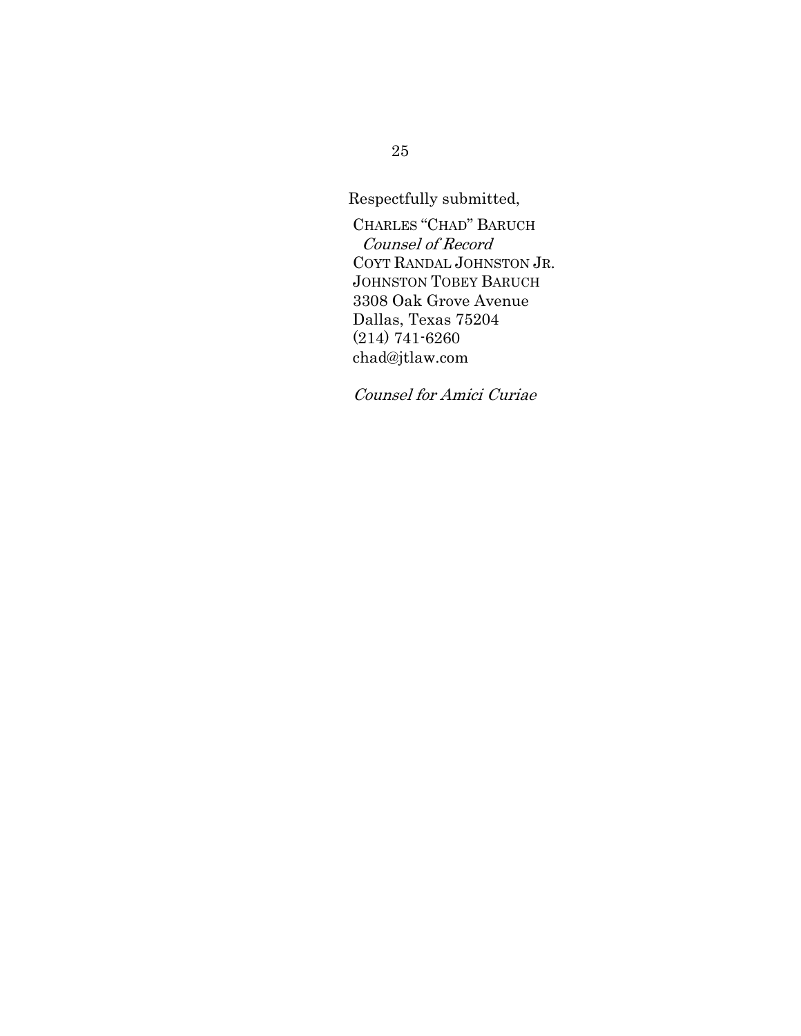Respectfully submitted,

CHARLES "CHAD" BARUCH
*Counsel of Record*
COYT RANDAL JOHNSTON JR.
JOHNSTON TOBEY BARUCH
3308 Oak Grove Avenue
Dallas, Texas 75204
(214) 741-6260
chad@jtlaw.com

*Counsel for Amici Curiae*